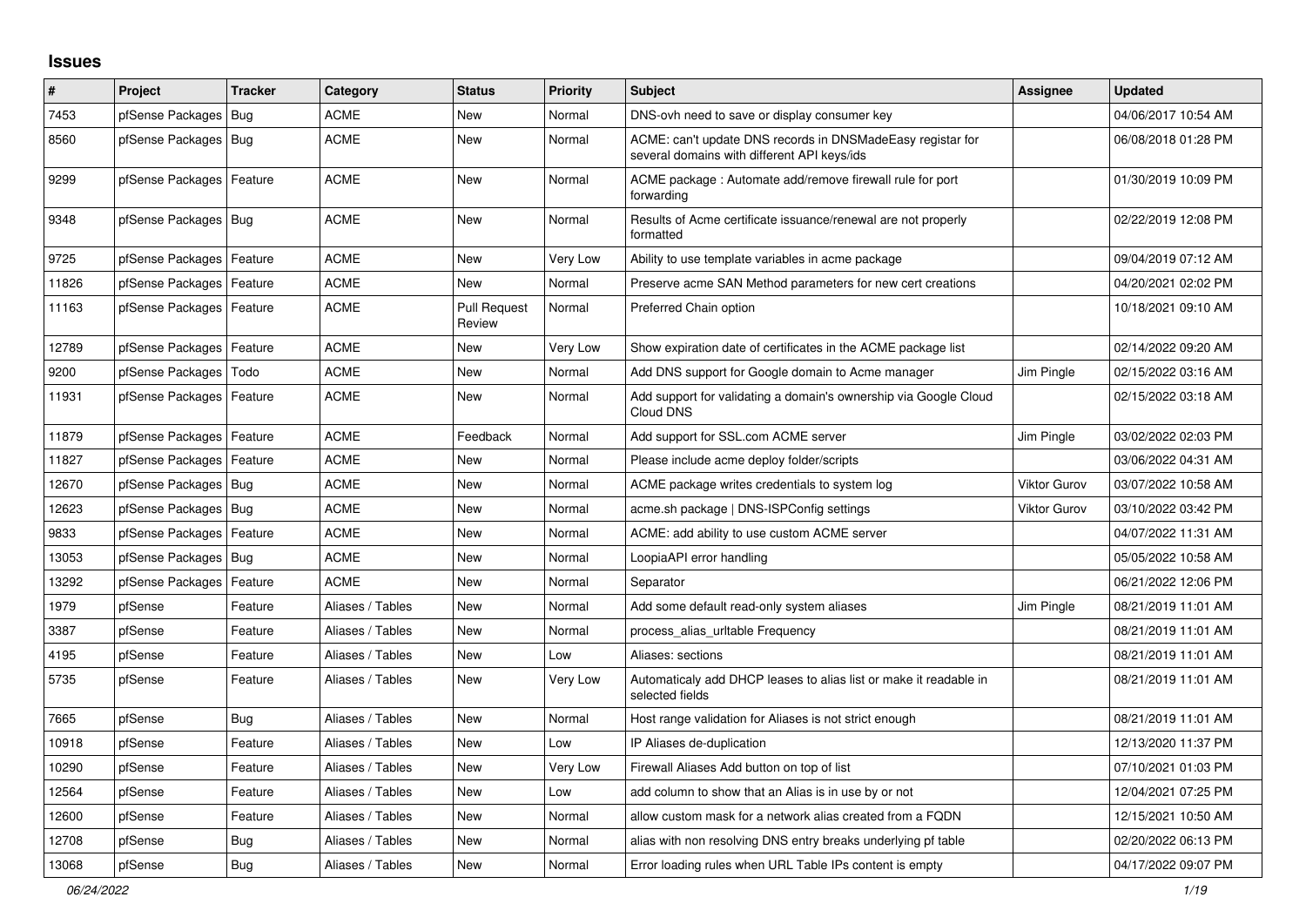## Issues

| # | Project | Tracker | Category | Status | Priority | Subject | Assignee | Updated |
|---|---|---|---|---|---|---|---|---|
| 7453 | pfSense Packages | Bug | ACME | New | Normal | DNS-ovh need to save or display consumer key | | 04/06/2017 10:54 AM |
| 8560 | pfSense Packages | Bug | ACME | New | Normal | ACME: can't update DNS records in DNSMadeEasy registar for several domains with different API keys/ids | | 06/08/2018 01:28 PM |
| 9299 | pfSense Packages | Feature | ACME | New | Normal | ACME package : Automate add/remove firewall rule for port forwarding | | 01/30/2019 10:09 PM |
| 9348 | pfSense Packages | Bug | ACME | New | Normal | Results of Acme certificate issuance/renewal are not properly formatted | | 02/22/2019 12:08 PM |
| 9725 | pfSense Packages | Feature | ACME | New | Very Low | Ability to use template variables in acme package | | 09/04/2019 07:12 AM |
| 11826 | pfSense Packages | Feature | ACME | New | Normal | Preserve acme SAN Method parameters for new cert creations | | 04/20/2021 02:02 PM |
| 11163 | pfSense Packages | Feature | ACME | Pull Request Review | Normal | Preferred Chain option | | 10/18/2021 09:10 AM |
| 12789 | pfSense Packages | Feature | ACME | New | Very Low | Show expiration date of certificates in the ACME package list | | 02/14/2022 09:20 AM |
| 9200 | pfSense Packages | Todo | ACME | New | Normal | Add DNS support for Google domain to Acme manager | Jim Pingle | 02/15/2022 03:16 AM |
| 11931 | pfSense Packages | Feature | ACME | New | Normal | Add support for validating a domain's ownership via Google Cloud Cloud DNS | | 02/15/2022 03:18 AM |
| 11879 | pfSense Packages | Feature | ACME | Feedback | Normal | Add support for SSL.com ACME server | Jim Pingle | 03/02/2022 02:03 PM |
| 11827 | pfSense Packages | Feature | ACME | New | Normal | Please include acme deploy folder/scripts | | 03/06/2022 04:31 AM |
| 12670 | pfSense Packages | Bug | ACME | New | Normal | ACME package writes credentials to system log | Viktor Gurov | 03/07/2022 10:58 AM |
| 12623 | pfSense Packages | Bug | ACME | New | Normal | acme.sh package \| DNS-ISPConfig settings | Viktor Gurov | 03/10/2022 03:42 PM |
| 9833 | pfSense Packages | Feature | ACME | New | Normal | ACME: add ability to use custom ACME server | | 04/07/2022 11:31 AM |
| 13053 | pfSense Packages | Bug | ACME | New | Normal | LoopiaAPI error handling | | 05/05/2022 10:58 AM |
| 13292 | pfSense Packages | Feature | ACME | New | Normal | Separator | | 06/21/2022 12:06 PM |
| 1979 | pfSense | Feature | Aliases / Tables | New | Normal | Add some default read-only system aliases | Jim Pingle | 08/21/2019 11:01 AM |
| 3387 | pfSense | Feature | Aliases / Tables | New | Normal | process_alias_urltable Frequency | | 08/21/2019 11:01 AM |
| 4195 | pfSense | Feature | Aliases / Tables | New | Low | Aliases: sections | | 08/21/2019 11:01 AM |
| 5735 | pfSense | Feature | Aliases / Tables | New | Very Low | Automaticaly add DHCP leases to alias list or make it readable in selected fields | | 08/21/2019 11:01 AM |
| 7665 | pfSense | Bug | Aliases / Tables | New | Normal | Host range validation for Aliases is not strict enough | | 08/21/2019 11:01 AM |
| 10918 | pfSense | Feature | Aliases / Tables | New | Low | IP Aliases de-duplication | | 12/13/2020 11:37 PM |
| 10290 | pfSense | Feature | Aliases / Tables | New | Very Low | Firewall Aliases Add button on top of list | | 07/10/2021 01:03 PM |
| 12564 | pfSense | Feature | Aliases / Tables | New | Low | add column to show that an Alias is in use by or not | | 12/04/2021 07:25 PM |
| 12600 | pfSense | Feature | Aliases / Tables | New | Normal | allow custom mask for a network alias created from a FQDN | | 12/15/2021 10:50 AM |
| 12708 | pfSense | Bug | Aliases / Tables | New | Normal | alias with non resolving DNS entry breaks underlying pf table | | 02/20/2022 06:13 PM |
| 13068 | pfSense | Bug | Aliases / Tables | New | Normal | Error loading rules when URL Table IPs content is empty | | 04/17/2022 09:07 PM |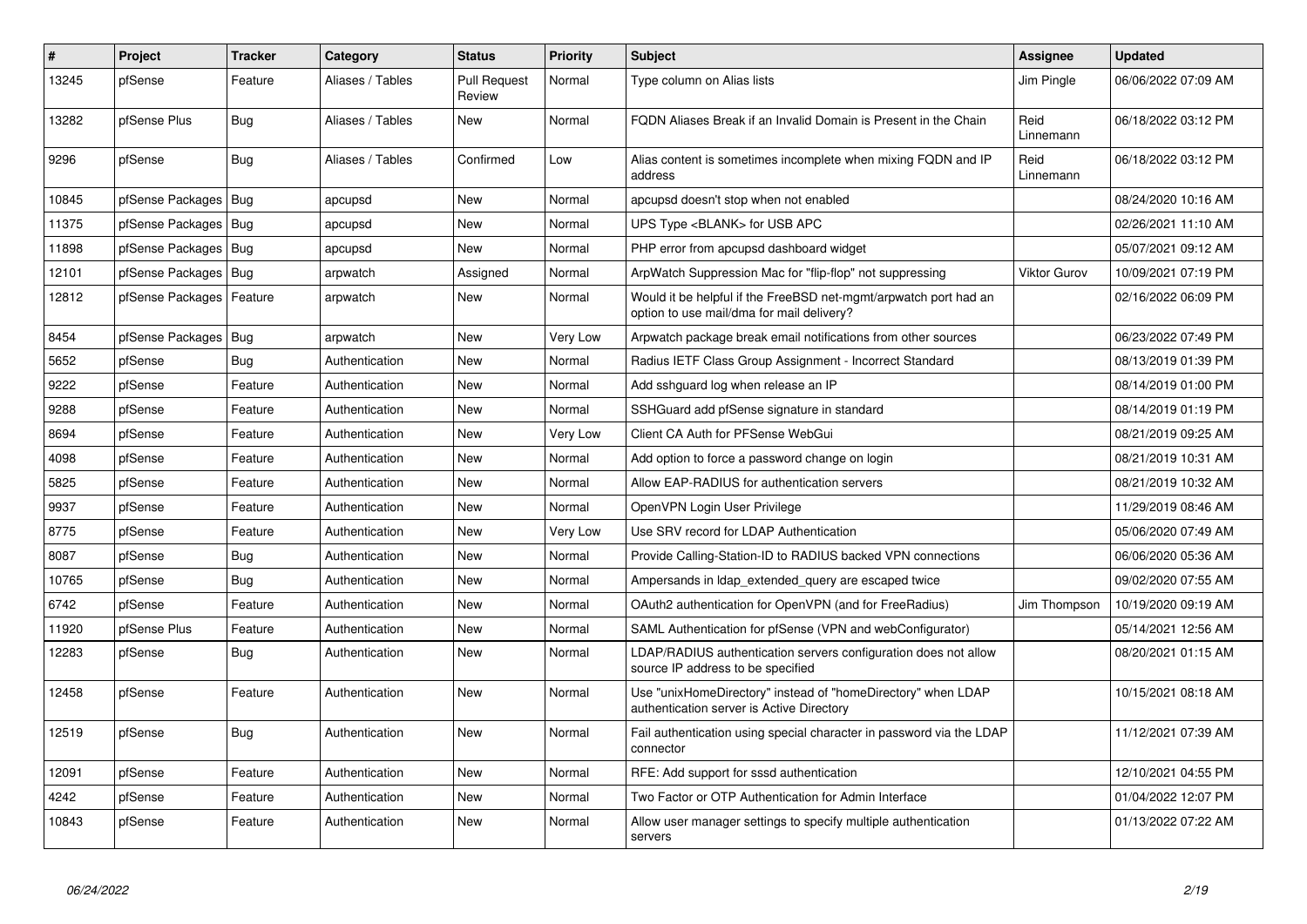| # | Project | Tracker | Category | Status | Priority | Subject | Assignee | Updated |
|---|---|---|---|---|---|---|---|---|
| 13245 | pfSense | Feature | Aliases / Tables | Pull Request Review | Normal | Type column on Alias lists | Jim Pingle | 06/06/2022 07:09 AM |
| 13282 | pfSense Plus | Bug | Aliases / Tables | New | Normal | FQDN Aliases Break if an Invalid Domain is Present in the Chain | Reid Linnemann | 06/18/2022 03:12 PM |
| 9296 | pfSense | Bug | Aliases / Tables | Confirmed | Low | Alias content is sometimes incomplete when mixing FQDN and IP address | Reid Linnemann | 06/18/2022 03:12 PM |
| 10845 | pfSense Packages | Bug | apcupsd | New | Normal | apcupsd doesn't stop when not enabled | | 08/24/2020 10:16 AM |
| 11375 | pfSense Packages | Bug | apcupsd | New | Normal | UPS Type <BLANK> for USB APC | | 02/26/2021 11:10 AM |
| 11898 | pfSense Packages | Bug | apcupsd | New | Normal | PHP error from apcupsd dashboard widget | | 05/07/2021 09:12 AM |
| 12101 | pfSense Packages | Bug | arpwatch | Assigned | Normal | ArpWatch Suppression Mac for "flip-flop" not suppressing | Viktor Gurov | 10/09/2021 07:19 PM |
| 12812 | pfSense Packages | Feature | arpwatch | New | Normal | Would it be helpful if the FreeBSD net-mgmt/arpwatch port had an option to use mail/dma for mail delivery? | | 02/16/2022 06:09 PM |
| 8454 | pfSense Packages | Bug | arpwatch | New | Very Low | Arpwatch package break email notifications from other sources | | 06/23/2022 07:49 PM |
| 5652 | pfSense | Bug | Authentication | New | Normal | Radius IETF Class Group Assignment - Incorrect Standard | | 08/13/2019 01:39 PM |
| 9222 | pfSense | Feature | Authentication | New | Normal | Add sshguard log when release an IP | | 08/14/2019 01:00 PM |
| 9288 | pfSense | Feature | Authentication | New | Normal | SSHGuard add pfSense signature in standard | | 08/14/2019 01:19 PM |
| 8694 | pfSense | Feature | Authentication | New | Very Low | Client CA Auth for PFSense WebGui | | 08/21/2019 09:25 AM |
| 4098 | pfSense | Feature | Authentication | New | Normal | Add option to force a password change on login | | 08/21/2019 10:31 AM |
| 5825 | pfSense | Feature | Authentication | New | Normal | Allow EAP-RADIUS for authentication servers | | 08/21/2019 10:32 AM |
| 9937 | pfSense | Feature | Authentication | New | Normal | OpenVPN Login User Privilege | | 11/29/2019 08:46 AM |
| 8775 | pfSense | Feature | Authentication | New | Very Low | Use SRV record for LDAP Authentication | | 05/06/2020 07:49 AM |
| 8087 | pfSense | Bug | Authentication | New | Normal | Provide Calling-Station-ID to RADIUS backed VPN connections | | 06/06/2020 05:36 AM |
| 10765 | pfSense | Bug | Authentication | New | Normal | Ampersands in ldap_extended_query are escaped twice | | 09/02/2020 07:55 AM |
| 6742 | pfSense | Feature | Authentication | New | Normal | OAuth2 authentication for OpenVPN (and for FreeRadius) | Jim Thompson | 10/19/2020 09:19 AM |
| 11920 | pfSense Plus | Feature | Authentication | New | Normal | SAML Authentication for pfSense (VPN and webConfigurator) | | 05/14/2021 12:56 AM |
| 12283 | pfSense | Bug | Authentication | New | Normal | LDAP/RADIUS authentication servers configuration does not allow source IP address to be specified | | 08/20/2021 01:15 AM |
| 12458 | pfSense | Feature | Authentication | New | Normal | Use "unixHomeDirectory" instead of "homeDirectory" when LDAP authentication server is Active Directory | | 10/15/2021 08:18 AM |
| 12519 | pfSense | Bug | Authentication | New | Normal | Fail authentication using special character in password via the LDAP connector | | 11/12/2021 07:39 AM |
| 12091 | pfSense | Feature | Authentication | New | Normal | RFE: Add support for sssd authentication | | 12/10/2021 04:55 PM |
| 4242 | pfSense | Feature | Authentication | New | Normal | Two Factor or OTP Authentication for Admin Interface | | 01/04/2022 12:07 PM |
| 10843 | pfSense | Feature | Authentication | New | Normal | Allow user manager settings to specify multiple authentication servers | | 01/13/2022 07:22 AM |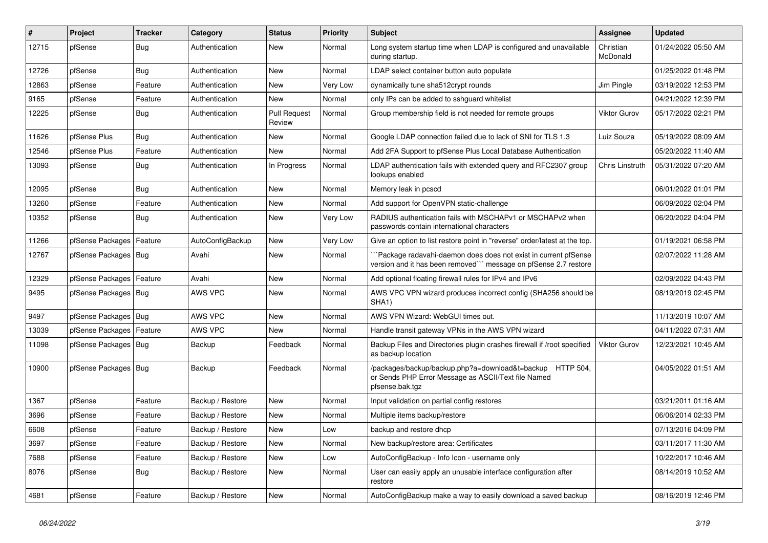| # | Project | Tracker | Category | Status | Priority | Subject | Assignee | Updated |
|---|---|---|---|---|---|---|---|---|
| 12715 | pfSense | Bug | Authentication | New | Normal | Long system startup time when LDAP is configured and unavailable during startup. | Christian McDonald | 01/24/2022 05:50 AM |
| 12726 | pfSense | Bug | Authentication | New | Normal | LDAP select container button auto populate | | 01/25/2022 01:48 PM |
| 12863 | pfSense | Feature | Authentication | New | Very Low | dynamically tune sha512crypt rounds | Jim Pingle | 03/19/2022 12:53 PM |
| 9165 | pfSense | Feature | Authentication | New | Normal | only IPs can be added to sshguard whitelist | | 04/21/2022 12:39 PM |
| 12225 | pfSense | Bug | Authentication | Pull Request Review | Normal | Group membership field is not needed for remote groups | Viktor Gurov | 05/17/2022 02:21 PM |
| 11626 | pfSense Plus | Bug | Authentication | New | Normal | Google LDAP connection failed due to lack of SNI for TLS 1.3 | Luiz Souza | 05/19/2022 08:09 AM |
| 12546 | pfSense Plus | Feature | Authentication | New | Normal | Add 2FA Support to pfSense Plus Local Database Authentication | | 05/20/2022 11:40 AM |
| 13093 | pfSense | Bug | Authentication | In Progress | Normal | LDAP authentication fails with extended query and RFC2307 group lookups enabled | Chris Linstruth | 05/31/2022 07:20 AM |
| 12095 | pfSense | Bug | Authentication | New | Normal | Memory leak in pcscd | | 06/01/2022 01:01 PM |
| 13260 | pfSense | Feature | Authentication | New | Normal | Add support for OpenVPN static-challenge | | 06/09/2022 02:04 PM |
| 10352 | pfSense | Bug | Authentication | New | Very Low | RADIUS authentication fails with MSCHAPv1 or MSCHAPv2 when passwords contain international characters | | 06/20/2022 04:04 PM |
| 11266 | pfSense Packages | Feature | AutoConfigBackup | New | Very Low | Give an option to list restore point in "reverse" order/latest at the top. | | 01/19/2021 06:58 PM |
| 12767 | pfSense Packages | Bug | Avahi | New | Normal | ```Package radavahi-daemon does does not exist in current pfSense version and it has been removed``` message on pfSense 2.7 restore | | 02/07/2022 11:28 AM |
| 12329 | pfSense Packages | Feature | Avahi | New | Normal | Add optional floating firewall rules for IPv4 and IPv6 | | 02/09/2022 04:43 PM |
| 9495 | pfSense Packages | Bug | AWS VPC | New | Normal | AWS VPC VPN wizard produces incorrect config (SHA256 should be SHA1) | | 08/19/2019 02:45 PM |
| 9497 | pfSense Packages | Bug | AWS VPC | New | Normal | AWS VPN Wizard: WebGUI times out. | | 11/13/2019 10:07 AM |
| 13039 | pfSense Packages | Feature | AWS VPC | New | Normal | Handle transit gateway VPNs in the AWS VPN wizard | | 04/11/2022 07:31 AM |
| 11098 | pfSense Packages | Bug | Backup | Feedback | Normal | Backup Files and Directories plugin crashes firewall if /root specified as backup location | Viktor Gurov | 12/23/2021 10:45 AM |
| 10900 | pfSense Packages | Bug | Backup | Feedback | Normal | /packages/backup/backup.php?a=download&t=backup HTTP 504, or Sends PHP Error Message as ASCII/Text file Named pfsense.bak.tgz | | 04/05/2022 01:51 AM |
| 1367 | pfSense | Feature | Backup / Restore | New | Normal | Input validation on partial config restores | | 03/21/2011 01:16 AM |
| 3696 | pfSense | Feature | Backup / Restore | New | Normal | Multiple items backup/restore | | 06/06/2014 02:33 PM |
| 6608 | pfSense | Feature | Backup / Restore | New | Low | backup and restore dhcp | | 07/13/2016 04:09 PM |
| 3697 | pfSense | Feature | Backup / Restore | New | Normal | New backup/restore area: Certificates | | 03/11/2017 11:30 AM |
| 7688 | pfSense | Feature | Backup / Restore | New | Low | AutoConfigBackup - Info Icon - username only | | 10/22/2017 10:46 AM |
| 8076 | pfSense | Bug | Backup / Restore | New | Normal | User can easily apply an unusable interface configuration after restore | | 08/14/2019 10:52 AM |
| 4681 | pfSense | Feature | Backup / Restore | New | Normal | AutoConfigBackup make a way to easily download a saved backup | | 08/16/2019 12:46 PM |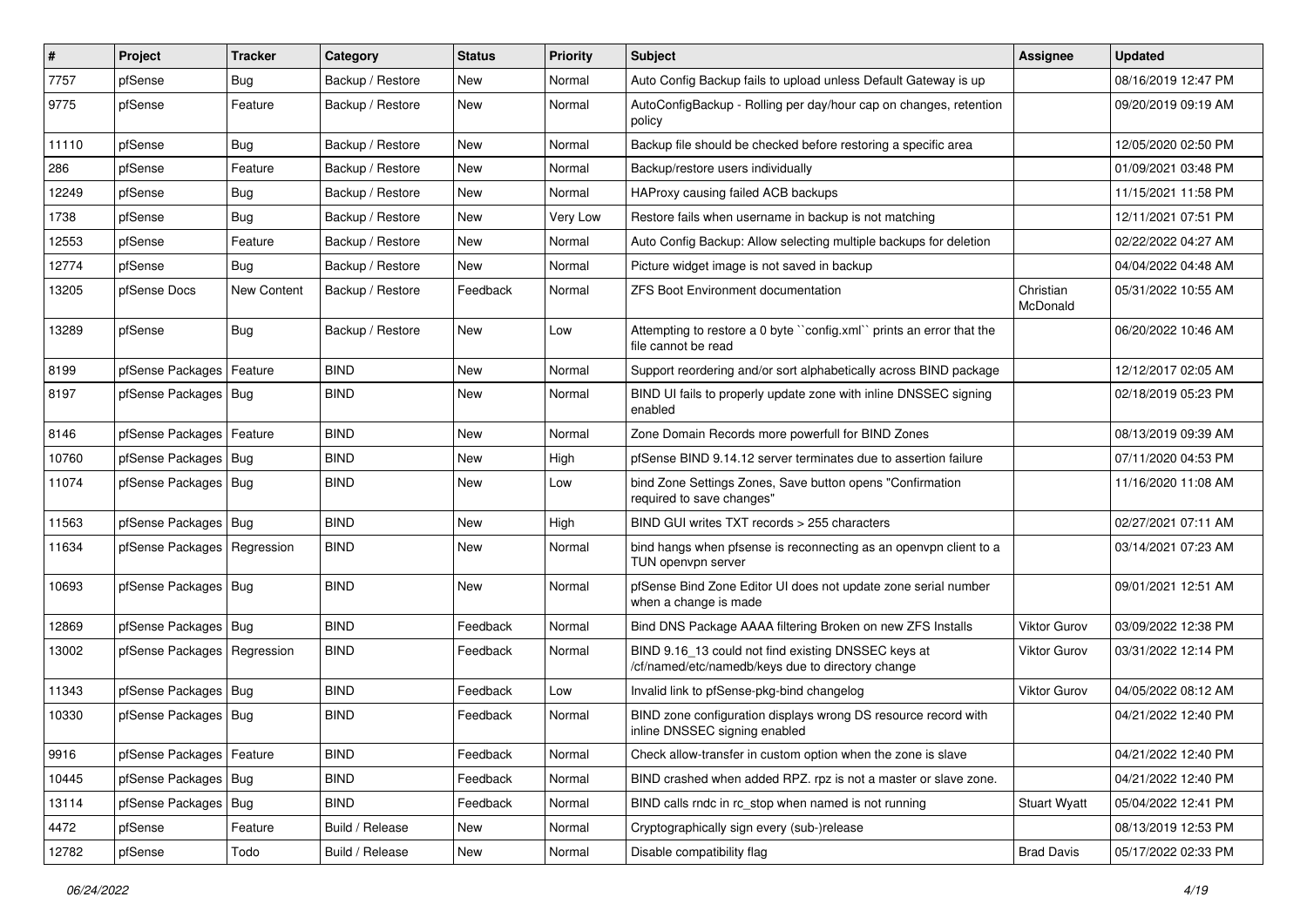| # | Project | Tracker | Category | Status | Priority | Subject | Assignee | Updated |
|---|---|---|---|---|---|---|---|---|
| 7757 | pfSense | Bug | Backup / Restore | New | Normal | Auto Config Backup fails to upload unless Default Gateway is up | | 08/16/2019 12:47 PM |
| 9775 | pfSense | Feature | Backup / Restore | New | Normal | AutoConfigBackup - Rolling per day/hour cap on changes, retention policy | | 09/20/2019 09:19 AM |
| 11110 | pfSense | Bug | Backup / Restore | New | Normal | Backup file should be checked before restoring a specific area | | 12/05/2020 02:50 PM |
| 286 | pfSense | Feature | Backup / Restore | New | Normal | Backup/restore users individually | | 01/09/2021 03:48 PM |
| 12249 | pfSense | Bug | Backup / Restore | New | Normal | HAProxy causing failed ACB backups | | 11/15/2021 11:58 PM |
| 1738 | pfSense | Bug | Backup / Restore | New | Very Low | Restore fails when username in backup is not matching | | 12/11/2021 07:51 PM |
| 12553 | pfSense | Feature | Backup / Restore | New | Normal | Auto Config Backup: Allow selecting multiple backups for deletion | | 02/22/2022 04:27 AM |
| 12774 | pfSense | Bug | Backup / Restore | New | Normal | Picture widget image is not saved in backup | | 04/04/2022 04:48 AM |
| 13205 | pfSense Docs | New Content | Backup / Restore | Feedback | Normal | ZFS Boot Environment documentation | Christian McDonald | 05/31/2022 10:55 AM |
| 13289 | pfSense | Bug | Backup / Restore | New | Low | Attempting to restore a 0 byte ``config.xml`` prints an error that the file cannot be read | | 06/20/2022 10:46 AM |
| 8199 | pfSense Packages | Feature | BIND | New | Normal | Support reordering and/or sort alphabetically across BIND package | | 12/12/2017 02:05 AM |
| 8197 | pfSense Packages | Bug | BIND | New | Normal | BIND UI fails to properly update zone with inline DNSSEC signing enabled | | 02/18/2019 05:23 PM |
| 8146 | pfSense Packages | Feature | BIND | New | Normal | Zone Domain Records more powerfull for BIND Zones | | 08/13/2019 09:39 AM |
| 10760 | pfSense Packages | Bug | BIND | New | High | pfSense BIND 9.14.12 server terminates due to assertion failure | | 07/11/2020 04:53 PM |
| 11074 | pfSense Packages | Bug | BIND | New | Low | bind Zone Settings Zones, Save button opens "Confirmation required to save changes" | | 11/16/2020 11:08 AM |
| 11563 | pfSense Packages | Bug | BIND | New | High | BIND GUI writes TXT records > 255 characters | | 02/27/2021 07:11 AM |
| 11634 | pfSense Packages | Regression | BIND | New | Normal | bind hangs when pfsense is reconnecting as an openvpn client to a TUN openvpn server | | 03/14/2021 07:23 AM |
| 10693 | pfSense Packages | Bug | BIND | New | Normal | pfSense Bind Zone Editor UI does not update zone serial number when a change is made | | 09/01/2021 12:51 AM |
| 12869 | pfSense Packages | Bug | BIND | Feedback | Normal | Bind DNS Package AAAA filtering Broken on new ZFS Installs | Viktor Gurov | 03/09/2022 12:38 PM |
| 13002 | pfSense Packages | Regression | BIND | Feedback | Normal | BIND 9.16_13 could not find existing DNSSEC keys at /cf/named/etc/namedb/keys due to directory change | Viktor Gurov | 03/31/2022 12:14 PM |
| 11343 | pfSense Packages | Bug | BIND | Feedback | Low | Invalid link to pfSense-pkg-bind changelog | Viktor Gurov | 04/05/2022 08:12 AM |
| 10330 | pfSense Packages | Bug | BIND | Feedback | Normal | BIND zone configuration displays wrong DS resource record with inline DNSSEC signing enabled | | 04/21/2022 12:40 PM |
| 9916 | pfSense Packages | Feature | BIND | Feedback | Normal | Check allow-transfer in custom option when the zone is slave | | 04/21/2022 12:40 PM |
| 10445 | pfSense Packages | Bug | BIND | Feedback | Normal | BIND crashed when added RPZ. rpz is not a master or slave zone. | | 04/21/2022 12:40 PM |
| 13114 | pfSense Packages | Bug | BIND | Feedback | Normal | BIND calls rndc in rc_stop when named is not running | Stuart Wyatt | 05/04/2022 12:41 PM |
| 4472 | pfSense | Feature | Build / Release | New | Normal | Cryptographically sign every (sub-)release | | 08/13/2019 12:53 PM |
| 12782 | pfSense | Todo | Build / Release | New | Normal | Disable compatibility flag | Brad Davis | 05/17/2022 02:33 PM |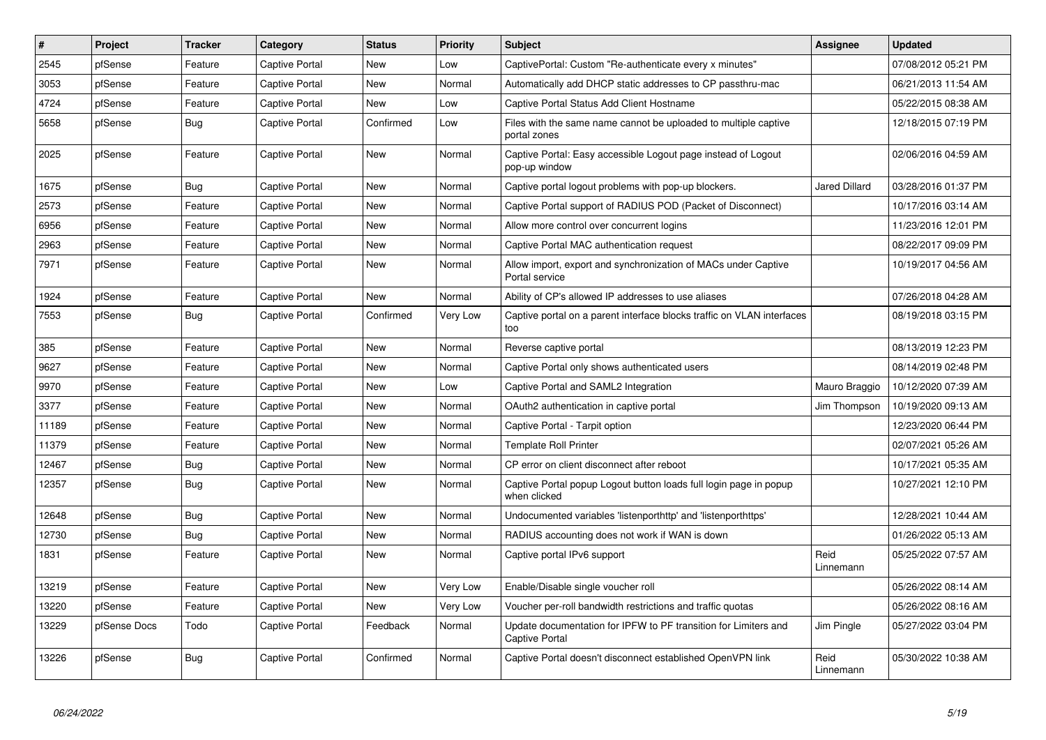| # | Project | Tracker | Category | Status | Priority | Subject | Assignee | Updated |
|---|---|---|---|---|---|---|---|---|
| 2545 | pfSense | Feature | Captive Portal | New | Low | CaptivePortal: Custom "Re-authenticate every x minutes" | | 07/08/2012 05:21 PM |
| 3053 | pfSense | Feature | Captive Portal | New | Normal | Automatically add DHCP static addresses to CP passthru-mac | | 06/21/2013 11:54 AM |
| 4724 | pfSense | Feature | Captive Portal | New | Low | Captive Portal Status Add Client Hostname | | 05/22/2015 08:38 AM |
| 5658 | pfSense | Bug | Captive Portal | Confirmed | Low | Files with the same name cannot be uploaded to multiple captive portal zones | | 12/18/2015 07:19 PM |
| 2025 | pfSense | Feature | Captive Portal | New | Normal | Captive Portal: Easy accessible Logout page instead of Logout pop-up window | | 02/06/2016 04:59 AM |
| 1675 | pfSense | Bug | Captive Portal | New | Normal | Captive portal logout problems with pop-up blockers. | Jared Dillard | 03/28/2016 01:37 PM |
| 2573 | pfSense | Feature | Captive Portal | New | Normal | Captive Portal support of RADIUS POD (Packet of Disconnect) | | 10/17/2016 03:14 AM |
| 6956 | pfSense | Feature | Captive Portal | New | Normal | Allow more control over concurrent logins | | 11/23/2016 12:01 PM |
| 2963 | pfSense | Feature | Captive Portal | New | Normal | Captive Portal MAC authentication request | | 08/22/2017 09:09 PM |
| 7971 | pfSense | Feature | Captive Portal | New | Normal | Allow import, export and synchronization of MACs under Captive Portal service | | 10/19/2017 04:56 AM |
| 1924 | pfSense | Feature | Captive Portal | New | Normal | Ability of CP's allowed IP addresses to use aliases | | 07/26/2018 04:28 AM |
| 7553 | pfSense | Bug | Captive Portal | Confirmed | Very Low | Captive portal on a parent interface blocks traffic on VLAN interfaces too | | 08/19/2018 03:15 PM |
| 385 | pfSense | Feature | Captive Portal | New | Normal | Reverse captive portal | | 08/13/2019 12:23 PM |
| 9627 | pfSense | Feature | Captive Portal | New | Normal | Captive Portal only shows authenticated users | | 08/14/2019 02:48 PM |
| 9970 | pfSense | Feature | Captive Portal | New | Low | Captive Portal and SAML2 Integration | Mauro Braggio | 10/12/2020 07:39 AM |
| 3377 | pfSense | Feature | Captive Portal | New | Normal | OAuth2 authentication in captive portal | Jim Thompson | 10/19/2020 09:13 AM |
| 11189 | pfSense | Feature | Captive Portal | New | Normal | Captive Portal - Tarpit option | | 12/23/2020 06:44 PM |
| 11379 | pfSense | Feature | Captive Portal | New | Normal | Template Roll Printer | | 02/07/2021 05:26 AM |
| 12467 | pfSense | Bug | Captive Portal | New | Normal | CP error on client disconnect after reboot | | 10/17/2021 05:35 AM |
| 12357 | pfSense | Bug | Captive Portal | New | Normal | Captive Portal popup Logout button loads full login page in popup when clicked | | 10/27/2021 12:10 PM |
| 12648 | pfSense | Bug | Captive Portal | New | Normal | Undocumented variables 'listenporthttp' and 'listenporthttps' | | 12/28/2021 10:44 AM |
| 12730 | pfSense | Bug | Captive Portal | New | Normal | RADIUS accounting does not work if WAN is down | | 01/26/2022 05:13 AM |
| 1831 | pfSense | Feature | Captive Portal | New | Normal | Captive portal IPv6 support | Reid Linnemann | 05/25/2022 07:57 AM |
| 13219 | pfSense | Feature | Captive Portal | New | Very Low | Enable/Disable single voucher roll | | 05/26/2022 08:14 AM |
| 13220 | pfSense | Feature | Captive Portal | New | Very Low | Voucher per-roll bandwidth restrictions and traffic quotas | | 05/26/2022 08:16 AM |
| 13229 | pfSense Docs | Todo | Captive Portal | Feedback | Normal | Update documentation for IPFW to PF transition for Limiters and Captive Portal | Jim Pingle | 05/27/2022 03:04 PM |
| 13226 | pfSense | Bug | Captive Portal | Confirmed | Normal | Captive Portal doesn't disconnect established OpenVPN link | Reid Linnemann | 05/30/2022 10:38 AM |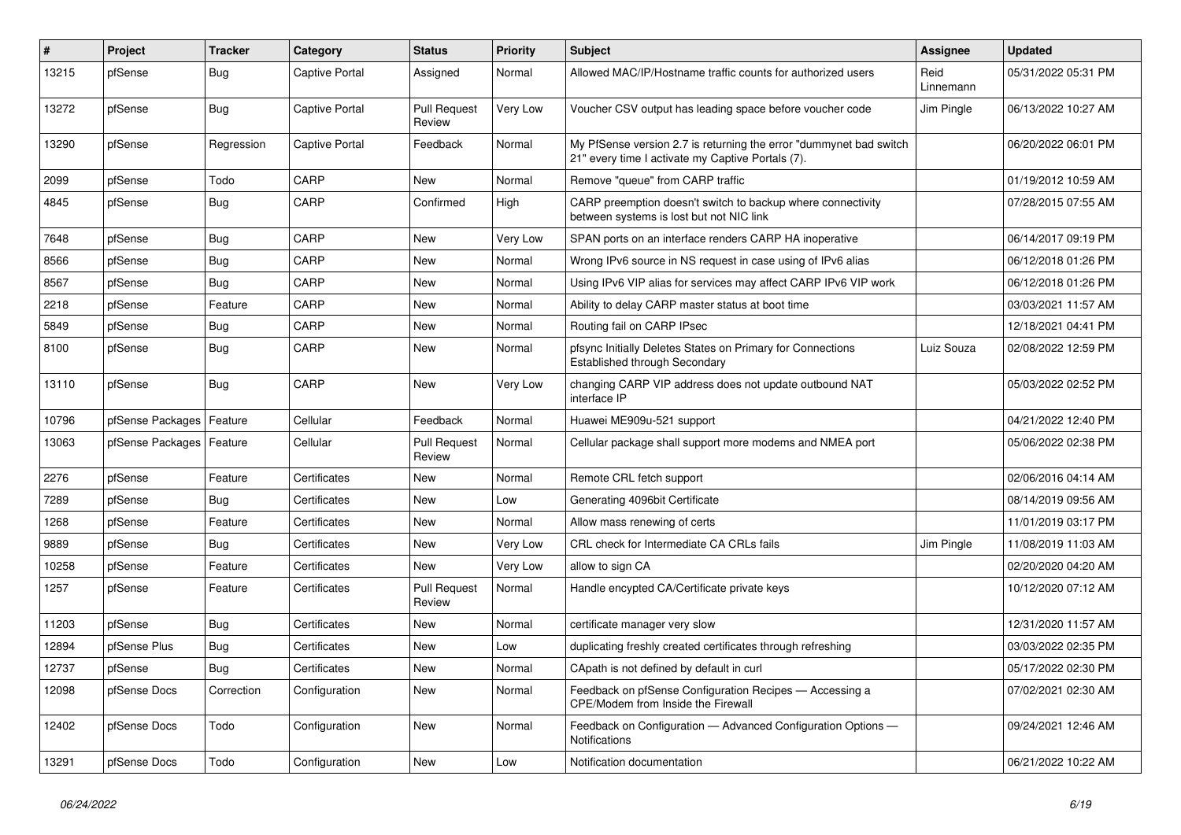| # | Project | Tracker | Category | Status | Priority | Subject | Assignee | Updated |
|---|---|---|---|---|---|---|---|---|
| 13215 | pfSense | Bug | Captive Portal | Assigned | Normal | Allowed MAC/IP/Hostname traffic counts for authorized users | Reid Linnemann | 05/31/2022 05:31 PM |
| 13272 | pfSense | Bug | Captive Portal | Pull Request Review | Very Low | Voucher CSV output has leading space before voucher code | Jim Pingle | 06/13/2022 10:27 AM |
| 13290 | pfSense | Regression | Captive Portal | Feedback | Normal | My PfSense version 2.7 is returning the error "dummynet bad switch 21" every time I activate my Captive Portals (7). | | 06/20/2022 06:01 PM |
| 2099 | pfSense | Todo | CARP | New | Normal | Remove "queue" from CARP traffic | | 01/19/2012 10:59 AM |
| 4845 | pfSense | Bug | CARP | Confirmed | High | CARP preemption doesn't switch to backup where connectivity between systems is lost but not NIC link | | 07/28/2015 07:55 AM |
| 7648 | pfSense | Bug | CARP | New | Very Low | SPAN ports on an interface renders CARP HA inoperative | | 06/14/2017 09:19 PM |
| 8566 | pfSense | Bug | CARP | New | Normal | Wrong IPv6 source in NS request in case using of IPv6 alias | | 06/12/2018 01:26 PM |
| 8567 | pfSense | Bug | CARP | New | Normal | Using IPv6 VIP alias for services may affect CARP IPv6 VIP work | | 06/12/2018 01:26 PM |
| 2218 | pfSense | Feature | CARP | New | Normal | Ability to delay CARP master status at boot time | | 03/03/2021 11:57 AM |
| 5849 | pfSense | Bug | CARP | New | Normal | Routing fail on CARP IPsec | | 12/18/2021 04:41 PM |
| 8100 | pfSense | Bug | CARP | New | Normal | pfsync Initially Deletes States on Primary for Connections Established through Secondary | Luiz Souza | 02/08/2022 12:59 PM |
| 13110 | pfSense | Bug | CARP | New | Very Low | changing CARP VIP address does not update outbound NAT interface IP | | 05/03/2022 02:52 PM |
| 10796 | pfSense Packages | Feature | Cellular | Feedback | Normal | Huawei ME909u-521 support | | 04/21/2022 12:40 PM |
| 13063 | pfSense Packages | Feature | Cellular | Pull Request Review | Normal | Cellular package shall support more modems and NMEA port | | 05/06/2022 02:38 PM |
| 2276 | pfSense | Feature | Certificates | New | Normal | Remote CRL fetch support | | 02/06/2016 04:14 AM |
| 7289 | pfSense | Bug | Certificates | New | Low | Generating 4096bit Certificate | | 08/14/2019 09:56 AM |
| 1268 | pfSense | Feature | Certificates | New | Normal | Allow mass renewing of certs | | 11/01/2019 03:17 PM |
| 9889 | pfSense | Bug | Certificates | New | Very Low | CRL check for Intermediate CA CRLs fails | Jim Pingle | 11/08/2019 11:03 AM |
| 10258 | pfSense | Feature | Certificates | New | Very Low | allow to sign CA | | 02/20/2020 04:20 AM |
| 1257 | pfSense | Feature | Certificates | Pull Request Review | Normal | Handle encypted CA/Certificate private keys | | 10/12/2020 07:12 AM |
| 11203 | pfSense | Bug | Certificates | New | Normal | certificate manager very slow | | 12/31/2020 11:57 AM |
| 12894 | pfSense Plus | Bug | Certificates | New | Low | duplicating freshly created certificates through refreshing | | 03/03/2022 02:35 PM |
| 12737 | pfSense | Bug | Certificates | New | Normal | CApath is not defined by default in curl | | 05/17/2022 02:30 PM |
| 12098 | pfSense Docs | Correction | Configuration | New | Normal | Feedback on pfSense Configuration Recipes — Accessing a CPE/Modem from Inside the Firewall | | 07/02/2021 02:30 AM |
| 12402 | pfSense Docs | Todo | Configuration | New | Normal | Feedback on Configuration — Advanced Configuration Options — Notifications | | 09/24/2021 12:46 AM |
| 13291 | pfSense Docs | Todo | Configuration | New | Low | Notification documentation | | 06/21/2022 10:22 AM |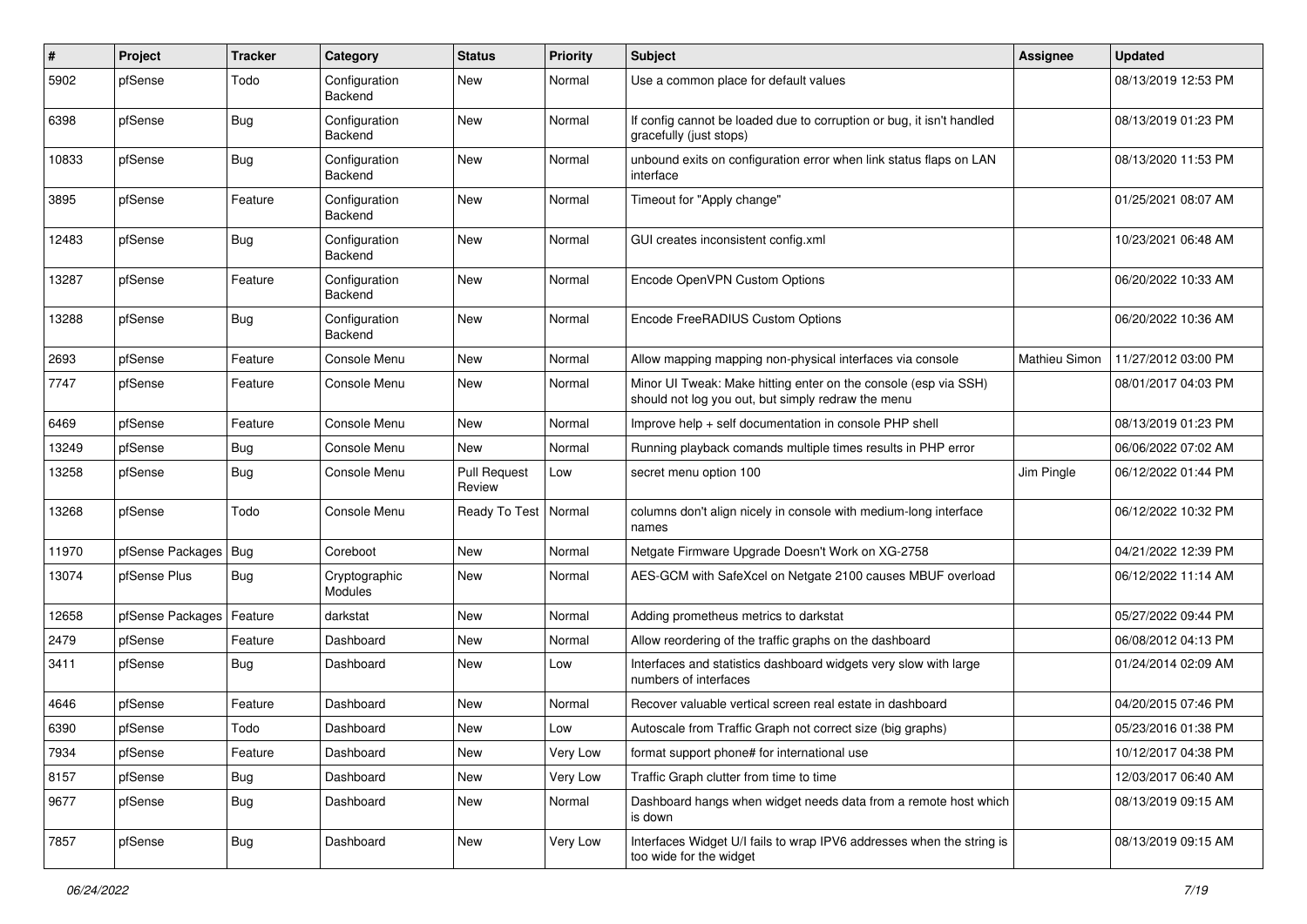| # | Project | Tracker | Category | Status | Priority | Subject | Assignee | Updated |
|---|---|---|---|---|---|---|---|---|
| 5902 | pfSense | Todo | Configuration Backend | New | Normal | Use a common place for default values | | 08/13/2019 12:53 PM |
| 6398 | pfSense | Bug | Configuration Backend | New | Normal | If config cannot be loaded due to corruption or bug, it isn't handled gracefully (just stops) | | 08/13/2019 01:23 PM |
| 10833 | pfSense | Bug | Configuration Backend | New | Normal | unbound exits on configuration error when link status flaps on LAN interface | | 08/13/2020 11:53 PM |
| 3895 | pfSense | Feature | Configuration Backend | New | Normal | Timeout for "Apply change" | | 01/25/2021 08:07 AM |
| 12483 | pfSense | Bug | Configuration Backend | New | Normal | GUI creates inconsistent config.xml | | 10/23/2021 06:48 AM |
| 13287 | pfSense | Feature | Configuration Backend | New | Normal | Encode OpenVPN Custom Options | | 06/20/2022 10:33 AM |
| 13288 | pfSense | Bug | Configuration Backend | New | Normal | Encode FreeRADIUS Custom Options | | 06/20/2022 10:36 AM |
| 2693 | pfSense | Feature | Console Menu | New | Normal | Allow mapping mapping non-physical interfaces via console | Mathieu Simon | 11/27/2012 03:00 PM |
| 7747 | pfSense | Feature | Console Menu | New | Normal | Minor UI Tweak: Make hitting enter on the console (esp via SSH) should not log you out, but simply redraw the menu | | 08/01/2017 04:03 PM |
| 6469 | pfSense | Feature | Console Menu | New | Normal | Improve help + self documentation in console PHP shell | | 08/13/2019 01:23 PM |
| 13249 | pfSense | Bug | Console Menu | New | Normal | Running playback comands multiple times results in PHP error | | 06/06/2022 07:02 AM |
| 13258 | pfSense | Bug | Console Menu | Pull Request Review | Low | secret menu option 100 | Jim Pingle | 06/12/2022 01:44 PM |
| 13268 | pfSense | Todo | Console Menu | Ready To Test | Normal | columns don't align nicely in console with medium-long interface names | | 06/12/2022 10:32 PM |
| 11970 | pfSense Packages | Bug | Coreboot | New | Normal | Netgate Firmware Upgrade Doesn't Work on XG-2758 | | 04/21/2022 12:39 PM |
| 13074 | pfSense Plus | Bug | Cryptographic Modules | New | Normal | AES-GCM with SafeXcel on Netgate 2100 causes MBUF overload | | 06/12/2022 11:14 AM |
| 12658 | pfSense Packages | Feature | darkstat | New | Normal | Adding prometheus metrics to darkstat | | 05/27/2022 09:44 PM |
| 2479 | pfSense | Feature | Dashboard | New | Normal | Allow reordering of the traffic graphs on the dashboard | | 06/08/2012 04:13 PM |
| 3411 | pfSense | Bug | Dashboard | New | Low | Interfaces and statistics dashboard widgets very slow with large numbers of interfaces | | 01/24/2014 02:09 AM |
| 4646 | pfSense | Feature | Dashboard | New | Normal | Recover valuable vertical screen real estate in dashboard | | 04/20/2015 07:46 PM |
| 6390 | pfSense | Todo | Dashboard | New | Low | Autoscale from Traffic Graph not correct size (big graphs) | | 05/23/2016 01:38 PM |
| 7934 | pfSense | Feature | Dashboard | New | Very Low | format support phone# for international use | | 10/12/2017 04:38 PM |
| 8157 | pfSense | Bug | Dashboard | New | Very Low | Traffic Graph clutter from time to time | | 12/03/2017 06:40 AM |
| 9677 | pfSense | Bug | Dashboard | New | Normal | Dashboard hangs when widget needs data from a remote host which is down | | 08/13/2019 09:15 AM |
| 7857 | pfSense | Bug | Dashboard | New | Very Low | Interfaces Widget U/I fails to wrap IPV6 addresses when the string is too wide for the widget | | 08/13/2019 09:15 AM |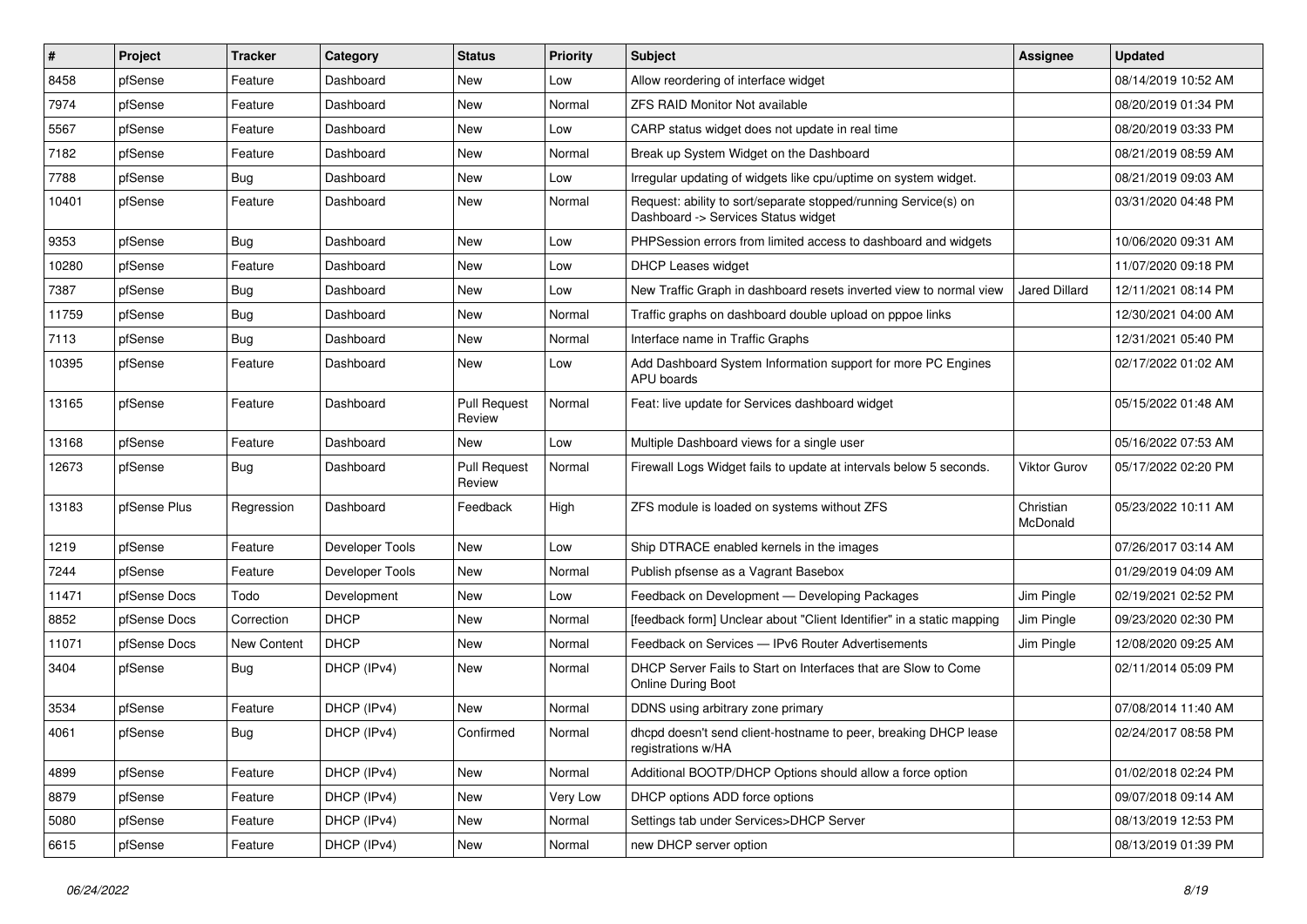| # | Project | Tracker | Category | Status | Priority | Subject | Assignee | Updated |
|---|---|---|---|---|---|---|---|---|
| 8458 | pfSense | Feature | Dashboard | New | Low | Allow reordering of interface widget | | 08/14/2019 10:52 AM |
| 7974 | pfSense | Feature | Dashboard | New | Normal | ZFS RAID Monitor Not available | | 08/20/2019 01:34 PM |
| 5567 | pfSense | Feature | Dashboard | New | Low | CARP status widget does not update in real time | | 08/20/2019 03:33 PM |
| 7182 | pfSense | Feature | Dashboard | New | Normal | Break up System Widget on the Dashboard | | 08/21/2019 08:59 AM |
| 7788 | pfSense | Bug | Dashboard | New | Low | Irregular updating of widgets like cpu/uptime on system widget. | | 08/21/2019 09:03 AM |
| 10401 | pfSense | Feature | Dashboard | New | Normal | Request: ability to sort/separate stopped/running Service(s) on Dashboard -> Services Status widget | | 03/31/2020 04:48 PM |
| 9353 | pfSense | Bug | Dashboard | New | Low | PHPSession errors from limited access to dashboard and widgets | | 10/06/2020 09:31 AM |
| 10280 | pfSense | Feature | Dashboard | New | Low | DHCP Leases widget | | 11/07/2020 09:18 PM |
| 7387 | pfSense | Bug | Dashboard | New | Low | New Traffic Graph in dashboard resets inverted view to normal view | Jared Dillard | 12/11/2021 08:14 PM |
| 11759 | pfSense | Bug | Dashboard | New | Normal | Traffic graphs on dashboard double upload on pppoe links | | 12/30/2021 04:00 AM |
| 7113 | pfSense | Bug | Dashboard | New | Normal | Interface name in Traffic Graphs | | 12/31/2021 05:40 PM |
| 10395 | pfSense | Feature | Dashboard | New | Low | Add Dashboard System Information support for more PC Engines APU boards | | 02/17/2022 01:02 AM |
| 13165 | pfSense | Feature | Dashboard | Pull Request Review | Normal | Feat: live update for Services dashboard widget | | 05/15/2022 01:48 AM |
| 13168 | pfSense | Feature | Dashboard | New | Low | Multiple Dashboard views for a single user | | 05/16/2022 07:53 AM |
| 12673 | pfSense | Bug | Dashboard | Pull Request Review | Normal | Firewall Logs Widget fails to update at intervals below 5 seconds. | Viktor Gurov | 05/17/2022 02:20 PM |
| 13183 | pfSense Plus | Regression | Dashboard | Feedback | High | ZFS module is loaded on systems without ZFS | Christian McDonald | 05/23/2022 10:11 AM |
| 1219 | pfSense | Feature | Developer Tools | New | Low | Ship DTRACE enabled kernels in the images | | 07/26/2017 03:14 AM |
| 7244 | pfSense | Feature | Developer Tools | New | Normal | Publish pfsense as a Vagrant Basebox | | 01/29/2019 04:09 AM |
| 11471 | pfSense Docs | Todo | Development | New | Low | Feedback on Development — Developing Packages | Jim Pingle | 02/19/2021 02:52 PM |
| 8852 | pfSense Docs | Correction | DHCP | New | Normal | [feedback form] Unclear about "Client Identifier" in a static mapping | Jim Pingle | 09/23/2020 02:30 PM |
| 11071 | pfSense Docs | New Content | DHCP | New | Normal | Feedback on Services — IPv6 Router Advertisements | Jim Pingle | 12/08/2020 09:25 AM |
| 3404 | pfSense | Bug | DHCP (IPv4) | New | Normal | DHCP Server Fails to Start on Interfaces that are Slow to Come Online During Boot | | 02/11/2014 05:09 PM |
| 3534 | pfSense | Feature | DHCP (IPv4) | New | Normal | DDNS using arbitrary zone primary | | 07/08/2014 11:40 AM |
| 4061 | pfSense | Bug | DHCP (IPv4) | Confirmed | Normal | dhcpd doesn't send client-hostname to peer, breaking DHCP lease registrations w/HA | | 02/24/2017 08:58 PM |
| 4899 | pfSense | Feature | DHCP (IPv4) | New | Normal | Additional BOOTP/DHCP Options should allow a force option | | 01/02/2018 02:24 PM |
| 8879 | pfSense | Feature | DHCP (IPv4) | New | Very Low | DHCP options ADD force options | | 09/07/2018 09:14 AM |
| 5080 | pfSense | Feature | DHCP (IPv4) | New | Normal | Settings tab under Services>DHCP Server | | 08/13/2019 12:53 PM |
| 6615 | pfSense | Feature | DHCP (IPv4) | New | Normal | new DHCP server option | | 08/13/2019 01:39 PM |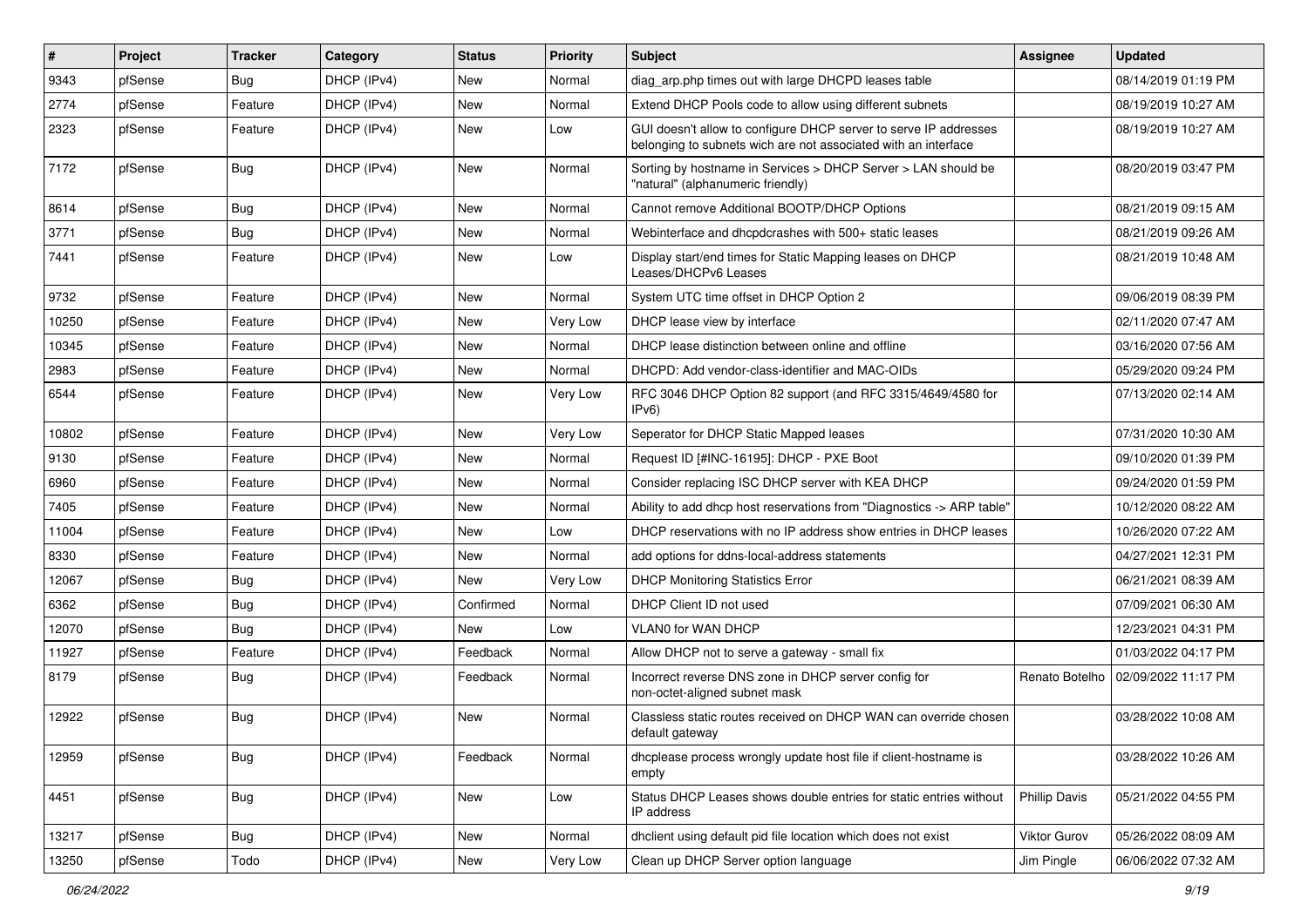| # | Project | Tracker | Category | Status | Priority | Subject | Assignee | Updated |
|---|---|---|---|---|---|---|---|---|
| 9343 | pfSense | Bug | DHCP (IPv4) | New | Normal | diag_arp.php times out with large DHCPD leases table | | 08/14/2019 01:19 PM |
| 2774 | pfSense | Feature | DHCP (IPv4) | New | Normal | Extend DHCP Pools code to allow using different subnets | | 08/19/2019 10:27 AM |
| 2323 | pfSense | Feature | DHCP (IPv4) | New | Low | GUI doesn't allow to configure DHCP server to serve IP addresses belonging to subnets wich are not associated with an interface | | 08/19/2019 10:27 AM |
| 7172 | pfSense | Bug | DHCP (IPv4) | New | Normal | Sorting by hostname in Services > DHCP Server > LAN should be "natural" (alphanumeric friendly) | | 08/20/2019 03:47 PM |
| 8614 | pfSense | Bug | DHCP (IPv4) | New | Normal | Cannot remove Additional BOOTP/DHCP Options | | 08/21/2019 09:15 AM |
| 3771 | pfSense | Bug | DHCP (IPv4) | New | Normal | Webinterface and dhcpdcrashes with 500+ static leases | | 08/21/2019 09:26 AM |
| 7441 | pfSense | Feature | DHCP (IPv4) | New | Low | Display start/end times for Static Mapping leases on DHCP Leases/DHCPv6 Leases | | 08/21/2019 10:48 AM |
| 9732 | pfSense | Feature | DHCP (IPv4) | New | Normal | System UTC time offset in DHCP Option 2 | | 09/06/2019 08:39 PM |
| 10250 | pfSense | Feature | DHCP (IPv4) | New | Very Low | DHCP lease view by interface | | 02/11/2020 07:47 AM |
| 10345 | pfSense | Feature | DHCP (IPv4) | New | Normal | DHCP lease distinction between online and offline | | 03/16/2020 07:56 AM |
| 2983 | pfSense | Feature | DHCP (IPv4) | New | Normal | DHCPD: Add vendor-class-identifier and MAC-OIDs | | 05/29/2020 09:24 PM |
| 6544 | pfSense | Feature | DHCP (IPv4) | New | Very Low | RFC 3046 DHCP Option 82 support (and RFC 3315/4649/4580 for IPv6) | | 07/13/2020 02:14 AM |
| 10802 | pfSense | Feature | DHCP (IPv4) | New | Very Low | Seperator for DHCP Static Mapped leases | | 07/31/2020 10:30 AM |
| 9130 | pfSense | Feature | DHCP (IPv4) | New | Normal | Request ID [#INC-16195]: DHCP - PXE Boot | | 09/10/2020 01:39 PM |
| 6960 | pfSense | Feature | DHCP (IPv4) | New | Normal | Consider replacing ISC DHCP server with KEA DHCP | | 09/24/2020 01:59 PM |
| 7405 | pfSense | Feature | DHCP (IPv4) | New | Normal | Ability to add dhcp host reservations from "Diagnostics -> ARP table" | | 10/12/2020 08:22 AM |
| 11004 | pfSense | Feature | DHCP (IPv4) | New | Low | DHCP reservations with no IP address show entries in DHCP leases | | 10/26/2020 07:22 AM |
| 8330 | pfSense | Feature | DHCP (IPv4) | New | Normal | add options for ddns-local-address statements | | 04/27/2021 12:31 PM |
| 12067 | pfSense | Bug | DHCP (IPv4) | New | Very Low | DHCP Monitoring Statistics Error | | 06/21/2021 08:39 AM |
| 6362 | pfSense | Bug | DHCP (IPv4) | Confirmed | Normal | DHCP Client ID not used | | 07/09/2021 06:30 AM |
| 12070 | pfSense | Bug | DHCP (IPv4) | New | Low | VLAN0 for WAN DHCP | | 12/23/2021 04:31 PM |
| 11927 | pfSense | Feature | DHCP (IPv4) | Feedback | Normal | Allow DHCP not to serve a gateway - small fix | | 01/03/2022 04:17 PM |
| 8179 | pfSense | Bug | DHCP (IPv4) | Feedback | Normal | Incorrect reverse DNS zone in DHCP server config for non-octet-aligned subnet mask | Renato Botelho | 02/09/2022 11:17 PM |
| 12922 | pfSense | Bug | DHCP (IPv4) | New | Normal | Classless static routes received on DHCP WAN can override chosen default gateway | | 03/28/2022 10:08 AM |
| 12959 | pfSense | Bug | DHCP (IPv4) | Feedback | Normal | dhcplease process wrongly update host file if client-hostname is empty | | 03/28/2022 10:26 AM |
| 4451 | pfSense | Bug | DHCP (IPv4) | New | Low | Status DHCP Leases shows double entries for static entries without IP address | Phillip Davis | 05/21/2022 04:55 PM |
| 13217 | pfSense | Bug | DHCP (IPv4) | New | Normal | dhclient using default pid file location which does not exist | Viktor Gurov | 05/26/2022 08:09 AM |
| 13250 | pfSense | Todo | DHCP (IPv4) | New | Very Low | Clean up DHCP Server option language | Jim Pingle | 06/06/2022 07:32 AM |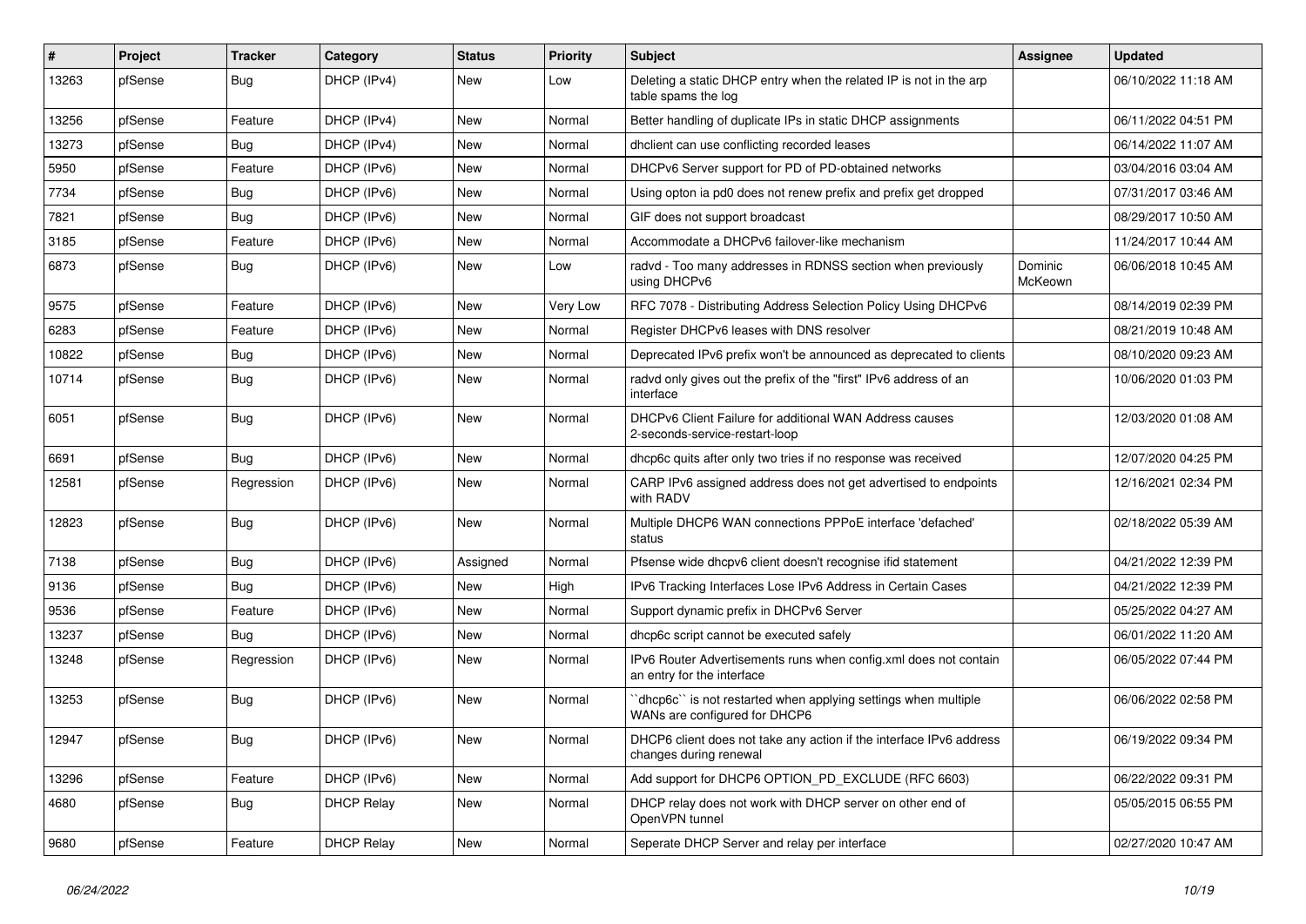| # | Project | Tracker | Category | Status | Priority | Subject | Assignee | Updated |
|---|---|---|---|---|---|---|---|---|
| 13263 | pfSense | Bug | DHCP (IPv4) | New | Low | Deleting a static DHCP entry when the related IP is not in the arp table spams the log | | 06/10/2022 11:18 AM |
| 13256 | pfSense | Feature | DHCP (IPv4) | New | Normal | Better handling of duplicate IPs in static DHCP assignments | | 06/11/2022 04:51 PM |
| 13273 | pfSense | Bug | DHCP (IPv4) | New | Normal | dhclient can use conflicting recorded leases | | 06/14/2022 11:07 AM |
| 5950 | pfSense | Feature | DHCP (IPv6) | New | Normal | DHCPv6 Server support for PD of PD-obtained networks | | 03/04/2016 03:04 AM |
| 7734 | pfSense | Bug | DHCP (IPv6) | New | Normal | Using opton ia pd0 does not renew prefix and prefix get dropped | | 07/31/2017 03:46 AM |
| 7821 | pfSense | Bug | DHCP (IPv6) | New | Normal | GIF does not support broadcast | | 08/29/2017 10:50 AM |
| 3185 | pfSense | Feature | DHCP (IPv6) | New | Normal | Accommodate a DHCPv6 failover-like mechanism | | 11/24/2017 10:44 AM |
| 6873 | pfSense | Bug | DHCP (IPv6) | New | Low | radvd - Too many addresses in RDNSS section when previously using DHCPv6 | Dominic McKeown | 06/06/2018 10:45 AM |
| 9575 | pfSense | Feature | DHCP (IPv6) | New | Very Low | RFC 7078 - Distributing Address Selection Policy Using DHCPv6 | | 08/14/2019 02:39 PM |
| 6283 | pfSense | Feature | DHCP (IPv6) | New | Normal | Register DHCPv6 leases with DNS resolver | | 08/21/2019 10:48 AM |
| 10822 | pfSense | Bug | DHCP (IPv6) | New | Normal | Deprecated IPv6 prefix won't be announced as deprecated to clients | | 08/10/2020 09:23 AM |
| 10714 | pfSense | Bug | DHCP (IPv6) | New | Normal | radvd only gives out the prefix of the "first" IPv6 address of an interface | | 10/06/2020 01:03 PM |
| 6051 | pfSense | Bug | DHCP (IPv6) | New | Normal | DHCPv6 Client Failure for additional WAN Address causes 2-seconds-service-restart-loop | | 12/03/2020 01:08 AM |
| 6691 | pfSense | Bug | DHCP (IPv6) | New | Normal | dhcp6c quits after only two tries if no response was received | | 12/07/2020 04:25 PM |
| 12581 | pfSense | Regression | DHCP (IPv6) | New | Normal | CARP IPv6 assigned address does not get advertised to endpoints with RADV | | 12/16/2021 02:34 PM |
| 12823 | pfSense | Bug | DHCP (IPv6) | New | Normal | Multiple DHCP6 WAN connections PPPoE interface 'defached' status | | 02/18/2022 05:39 AM |
| 7138 | pfSense | Bug | DHCP (IPv6) | Assigned | Normal | Pfsense wide dhcpv6 client doesn't recognise ifid statement | | 04/21/2022 12:39 PM |
| 9136 | pfSense | Bug | DHCP (IPv6) | New | High | IPv6 Tracking Interfaces Lose IPv6 Address in Certain Cases | | 04/21/2022 12:39 PM |
| 9536 | pfSense | Feature | DHCP (IPv6) | New | Normal | Support dynamic prefix in DHCPv6 Server | | 05/25/2022 04:27 AM |
| 13237 | pfSense | Bug | DHCP (IPv6) | New | Normal | dhcp6c script cannot be executed safely | | 06/01/2022 11:20 AM |
| 13248 | pfSense | Regression | DHCP (IPv6) | New | Normal | IPv6 Router Advertisements runs when config.xml does not contain an entry for the interface | | 06/05/2022 07:44 PM |
| 13253 | pfSense | Bug | DHCP (IPv6) | New | Normal | ``dhcp6c`` is not restarted when applying settings when multiple WANs are configured for DHCP6 | | 06/06/2022 02:58 PM |
| 12947 | pfSense | Bug | DHCP (IPv6) | New | Normal | DHCP6 client does not take any action if the interface IPv6 address changes during renewal | | 06/19/2022 09:34 PM |
| 13296 | pfSense | Feature | DHCP (IPv6) | New | Normal | Add support for DHCP6 OPTION_PD_EXCLUDE (RFC 6603) | | 06/22/2022 09:31 PM |
| 4680 | pfSense | Bug | DHCP Relay | New | Normal | DHCP relay does not work with DHCP server on other end of OpenVPN tunnel | | 05/05/2015 06:55 PM |
| 9680 | pfSense | Feature | DHCP Relay | New | Normal | Seperate DHCP Server and relay per interface | | 02/27/2020 10:47 AM |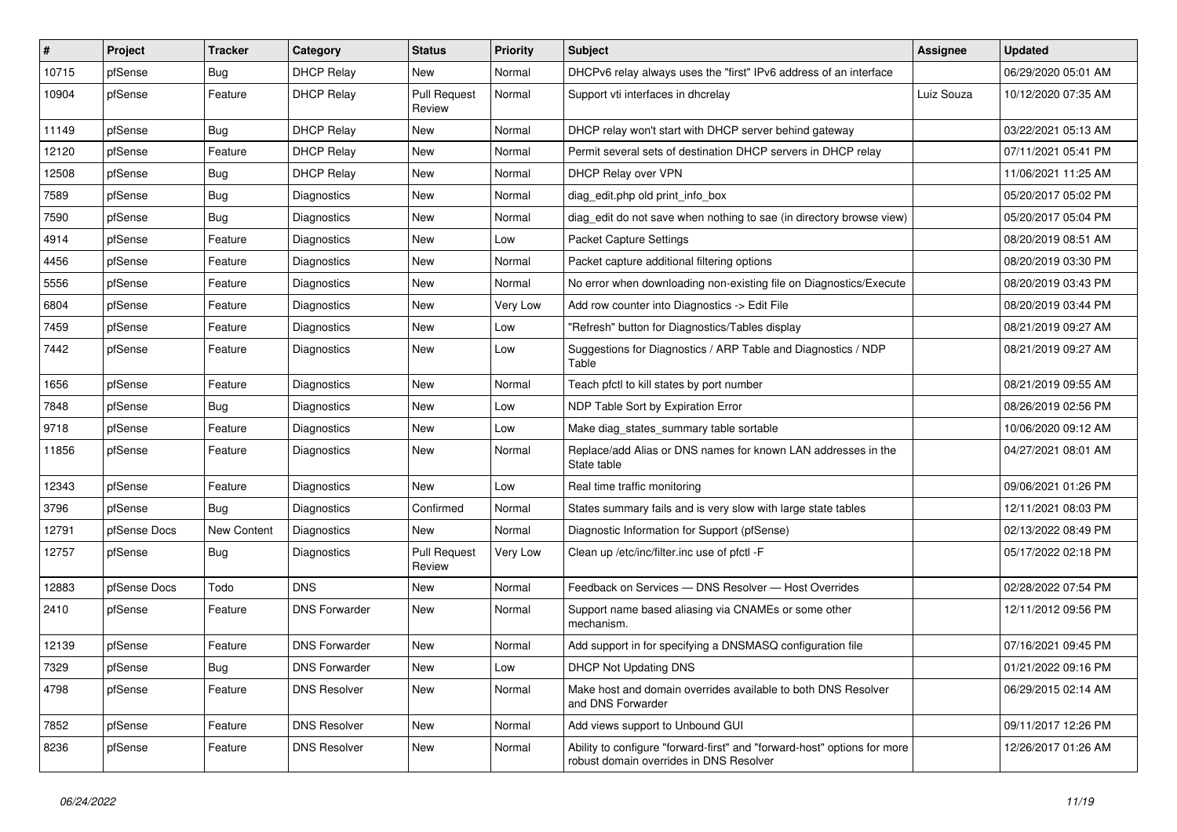| # | Project | Tracker | Category | Status | Priority | Subject | Assignee | Updated |
|---|---|---|---|---|---|---|---|---|
| 10715 | pfSense | Bug | DHCP Relay | New | Normal | DHCPv6 relay always uses the "first" IPv6 address of an interface | | 06/29/2020 05:01 AM |
| 10904 | pfSense | Feature | DHCP Relay | Pull Request Review | Normal | Support vti interfaces in dhcrelay | Luiz Souza | 10/12/2020 07:35 AM |
| 11149 | pfSense | Bug | DHCP Relay | New | Normal | DHCP relay won't start with DHCP server behind gateway | | 03/22/2021 05:13 AM |
| 12120 | pfSense | Feature | DHCP Relay | New | Normal | Permit several sets of destination DHCP servers in DHCP relay | | 07/11/2021 05:41 PM |
| 12508 | pfSense | Bug | DHCP Relay | New | Normal | DHCP Relay over VPN | | 11/06/2021 11:25 AM |
| 7589 | pfSense | Bug | Diagnostics | New | Normal | diag_edit.php old print_info_box | | 05/20/2017 05:02 PM |
| 7590 | pfSense | Bug | Diagnostics | New | Normal | diag_edit do not save when nothing to sae (in directory browse view) | | 05/20/2017 05:04 PM |
| 4914 | pfSense | Feature | Diagnostics | New | Low | Packet Capture Settings | | 08/20/2019 08:51 AM |
| 4456 | pfSense | Feature | Diagnostics | New | Normal | Packet capture additional filtering options | | 08/20/2019 03:30 PM |
| 5556 | pfSense | Feature | Diagnostics | New | Normal | No error when downloading non-existing file on Diagnostics/Execute | | 08/20/2019 03:43 PM |
| 6804 | pfSense | Feature | Diagnostics | New | Very Low | Add row counter into Diagnostics -> Edit File | | 08/20/2019 03:44 PM |
| 7459 | pfSense | Feature | Diagnostics | New | Low | "Refresh" button for Diagnostics/Tables display | | 08/21/2019 09:27 AM |
| 7442 | pfSense | Feature | Diagnostics | New | Low | Suggestions for Diagnostics / ARP Table and Diagnostics / NDP Table | | 08/21/2019 09:27 AM |
| 1656 | pfSense | Feature | Diagnostics | New | Normal | Teach pfctl to kill states by port number | | 08/21/2019 09:55 AM |
| 7848 | pfSense | Bug | Diagnostics | New | Low | NDP Table Sort by Expiration Error | | 08/26/2019 02:56 PM |
| 9718 | pfSense | Feature | Diagnostics | New | Low | Make diag_states_summary table sortable | | 10/06/2020 09:12 AM |
| 11856 | pfSense | Feature | Diagnostics | New | Normal | Replace/add Alias or DNS names for known LAN addresses in the State table | | 04/27/2021 08:01 AM |
| 12343 | pfSense | Feature | Diagnostics | New | Low | Real time traffic monitoring | | 09/06/2021 01:26 PM |
| 3796 | pfSense | Bug | Diagnostics | Confirmed | Normal | States summary fails and is very slow with large state tables | | 12/11/2021 08:03 PM |
| 12791 | pfSense Docs | New Content | Diagnostics | New | Normal | Diagnostic Information for Support (pfSense) | | 02/13/2022 08:49 PM |
| 12757 | pfSense | Bug | Diagnostics | Pull Request Review | Very Low | Clean up /etc/inc/filter.inc use of pfctl -F | | 05/17/2022 02:18 PM |
| 12883 | pfSense Docs | Todo | DNS | New | Normal | Feedback on Services — DNS Resolver — Host Overrides | | 02/28/2022 07:54 PM |
| 2410 | pfSense | Feature | DNS Forwarder | New | Normal | Support name based aliasing via CNAMEs or some other mechanism. | | 12/11/2012 09:56 PM |
| 12139 | pfSense | Feature | DNS Forwarder | New | Normal | Add support in for specifying a DNSMASQ configuration file | | 07/16/2021 09:45 PM |
| 7329 | pfSense | Bug | DNS Forwarder | New | Low | DHCP Not Updating DNS | | 01/21/2022 09:16 PM |
| 4798 | pfSense | Feature | DNS Resolver | New | Normal | Make host and domain overrides available to both DNS Resolver and DNS Forwarder | | 06/29/2015 02:14 AM |
| 7852 | pfSense | Feature | DNS Resolver | New | Normal | Add views support to Unbound GUI | | 09/11/2017 12:26 PM |
| 8236 | pfSense | Feature | DNS Resolver | New | Normal | Ability to configure "forward-first" and "forward-host" options for more robust domain overrides in DNS Resolver | | 12/26/2017 01:26 AM |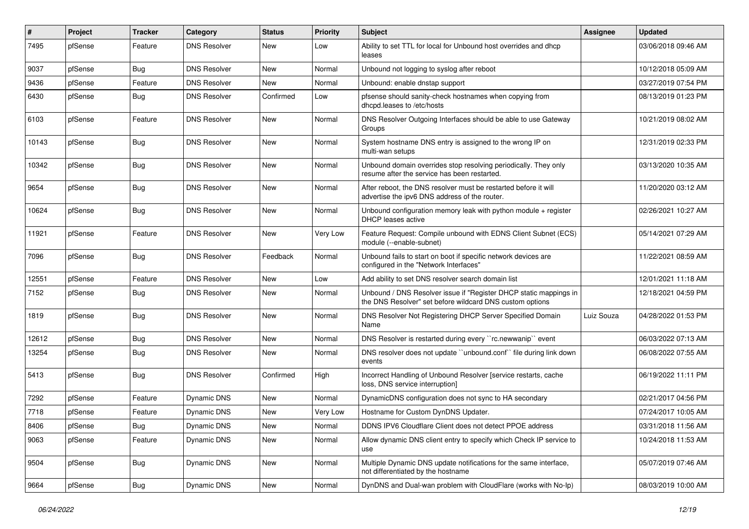| # | Project | Tracker | Category | Status | Priority | Subject | Assignee | Updated |
|---|---|---|---|---|---|---|---|---|
| 7495 | pfSense | Feature | DNS Resolver | New | Low | Ability to set TTL for local for Unbound host overrides and dhcp leases | | 03/06/2018 09:46 AM |
| 9037 | pfSense | Bug | DNS Resolver | New | Normal | Unbound not logging to syslog after reboot | | 10/12/2018 05:09 AM |
| 9436 | pfSense | Feature | DNS Resolver | New | Normal | Unbound: enable dnstap support | | 03/27/2019 07:54 PM |
| 6430 | pfSense | Bug | DNS Resolver | Confirmed | Low | pfsense should sanity-check hostnames when copying from dhcpd.leases to /etc/hosts | | 08/13/2019 01:23 PM |
| 6103 | pfSense | Feature | DNS Resolver | New | Normal | DNS Resolver Outgoing Interfaces should be able to use Gateway Groups | | 10/21/2019 08:02 AM |
| 10143 | pfSense | Bug | DNS Resolver | New | Normal | System hostname DNS entry is assigned to the wrong IP on multi-wan setups | | 12/31/2019 02:33 PM |
| 10342 | pfSense | Bug | DNS Resolver | New | Normal | Unbound domain overrides stop resolving periodically. They only resume after the service has been restarted. | | 03/13/2020 10:35 AM |
| 9654 | pfSense | Bug | DNS Resolver | New | Normal | After reboot, the DNS resolver must be restarted before it will advertise the ipv6 DNS address of the router. | | 11/20/2020 03:12 AM |
| 10624 | pfSense | Bug | DNS Resolver | New | Normal | Unbound configuration memory leak with python module + register DHCP leases active | | 02/26/2021 10:27 AM |
| 11921 | pfSense | Feature | DNS Resolver | New | Very Low | Feature Request: Compile unbound with EDNS Client Subnet (ECS) module (--enable-subnet) | | 05/14/2021 07:29 AM |
| 7096 | pfSense | Bug | DNS Resolver | Feedback | Normal | Unbound fails to start on boot if specific network devices are configured in the "Network Interfaces" | | 11/22/2021 08:59 AM |
| 12551 | pfSense | Feature | DNS Resolver | New | Low | Add ability to set DNS resolver search domain list | | 12/01/2021 11:18 AM |
| 7152 | pfSense | Bug | DNS Resolver | New | Normal | Unbound / DNS Resolver issue if "Register DHCP static mappings in the DNS Resolver" set before wildcard DNS custom options | | 12/18/2021 04:59 PM |
| 1819 | pfSense | Bug | DNS Resolver | New | Normal | DNS Resolver Not Registering DHCP Server Specified Domain Name | Luiz Souza | 04/28/2022 01:53 PM |
| 12612 | pfSense | Bug | DNS Resolver | New | Normal | DNS Resolver is restarted during every ``rc.newwanip`` event | | 06/03/2022 07:13 AM |
| 13254 | pfSense | Bug | DNS Resolver | New | Normal | DNS resolver does not update ``unbound.conf`` file during link down events | | 06/08/2022 07:55 AM |
| 5413 | pfSense | Bug | DNS Resolver | Confirmed | High | Incorrect Handling of Unbound Resolver [service restarts, cache loss, DNS service interruption] | | 06/19/2022 11:11 PM |
| 7292 | pfSense | Feature | Dynamic DNS | New | Normal | DynamicDNS configuration does not sync to HA secondary | | 02/21/2017 04:56 PM |
| 7718 | pfSense | Feature | Dynamic DNS | New | Very Low | Hostname for Custom DynDNS Updater. | | 07/24/2017 10:05 AM |
| 8406 | pfSense | Bug | Dynamic DNS | New | Normal | DDNS IPV6 Cloudflare Client does not detect PPOE address | | 03/31/2018 11:56 AM |
| 9063 | pfSense | Feature | Dynamic DNS | New | Normal | Allow dynamic DNS client entry to specify which Check IP service to use | | 10/24/2018 11:53 AM |
| 9504 | pfSense | Bug | Dynamic DNS | New | Normal | Multiple Dynamic DNS update notifications for the same interface, not differentiated by the hostname | | 05/07/2019 07:46 AM |
| 9664 | pfSense | Bug | Dynamic DNS | New | Normal | DynDNS and Dual-wan problem with CloudFlare (works with No-Ip) | | 08/03/2019 10:00 AM |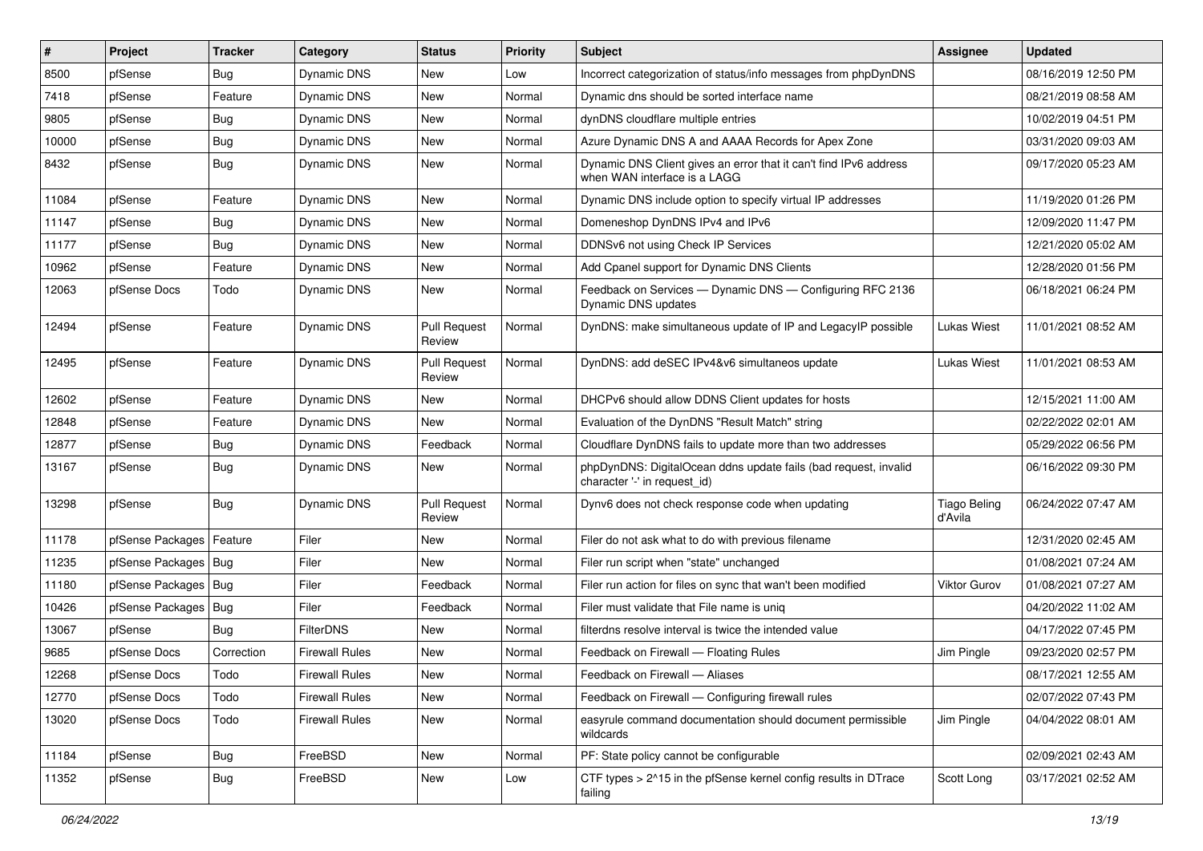| # | Project | Tracker | Category | Status | Priority | Subject | Assignee | Updated |
|---|---|---|---|---|---|---|---|---|
| 8500 | pfSense | Bug | Dynamic DNS | New | Low | Incorrect categorization of status/info messages from phpDynDNS | | 08/16/2019 12:50 PM |
| 7418 | pfSense | Feature | Dynamic DNS | New | Normal | Dynamic dns should be sorted interface name | | 08/21/2019 08:58 AM |
| 9805 | pfSense | Bug | Dynamic DNS | New | Normal | dynDNS cloudflare multiple entries | | 10/02/2019 04:51 PM |
| 10000 | pfSense | Bug | Dynamic DNS | New | Normal | Azure Dynamic DNS A and AAAA Records for Apex Zone | | 03/31/2020 09:03 AM |
| 8432 | pfSense | Bug | Dynamic DNS | New | Normal | Dynamic DNS Client gives an error that it can't find IPv6 address when WAN interface is a LAGG | | 09/17/2020 05:23 AM |
| 11084 | pfSense | Feature | Dynamic DNS | New | Normal | Dynamic DNS include option to specify virtual IP addresses | | 11/19/2020 01:26 PM |
| 11147 | pfSense | Bug | Dynamic DNS | New | Normal | Domeneshop DynDNS IPv4 and IPv6 | | 12/09/2020 11:47 PM |
| 11177 | pfSense | Bug | Dynamic DNS | New | Normal | DDNSv6 not using Check IP Services | | 12/21/2020 05:02 AM |
| 10962 | pfSense | Feature | Dynamic DNS | New | Normal | Add Cpanel support for Dynamic DNS Clients | | 12/28/2020 01:56 PM |
| 12063 | pfSense Docs | Todo | Dynamic DNS | New | Normal | Feedback on Services — Dynamic DNS — Configuring RFC 2136 Dynamic DNS updates | | 06/18/2021 06:24 PM |
| 12494 | pfSense | Feature | Dynamic DNS | Pull Request Review | Normal | DynDNS: make simultaneous update of IP and LegacyIP possible | Lukas Wiest | 11/01/2021 08:52 AM |
| 12495 | pfSense | Feature | Dynamic DNS | Pull Request Review | Normal | DynDNS: add deSEC IPv4&v6 simultaneos update | Lukas Wiest | 11/01/2021 08:53 AM |
| 12602 | pfSense | Feature | Dynamic DNS | New | Normal | DHCPv6 should allow DDNS Client updates for hosts | | 12/15/2021 11:00 AM |
| 12848 | pfSense | Feature | Dynamic DNS | New | Normal | Evaluation of the DynDNS "Result Match" string | | 02/22/2022 02:01 AM |
| 12877 | pfSense | Bug | Dynamic DNS | Feedback | Normal | Cloudflare DynDNS fails to update more than two addresses | | 05/29/2022 06:56 PM |
| 13167 | pfSense | Bug | Dynamic DNS | New | Normal | phpDynDNS: DigitalOcean ddns update fails (bad request, invalid character '-' in request_id) | | 06/16/2022 09:30 PM |
| 13298 | pfSense | Bug | Dynamic DNS | Pull Request Review | Normal | Dynv6 does not check response code when updating | Tiago Beling d'Avila | 06/24/2022 07:47 AM |
| 11178 | pfSense Packages | Feature | Filer | New | Normal | Filer do not ask what to do with previous filename | | 12/31/2020 02:45 AM |
| 11235 | pfSense Packages | Bug | Filer | New | Normal | Filer run script when "state" unchanged | | 01/08/2021 07:24 AM |
| 11180 | pfSense Packages | Bug | Filer | Feedback | Normal | Filer run action for files on sync that wan't been modified | Viktor Gurov | 01/08/2021 07:27 AM |
| 10426 | pfSense Packages | Bug | Filer | Feedback | Normal | Filer must validate that File name is uniq | | 04/20/2022 11:02 AM |
| 13067 | pfSense | Bug | FilterDNS | New | Normal | filterdns resolve interval is twice the intended value | | 04/17/2022 07:45 PM |
| 9685 | pfSense Docs | Correction | Firewall Rules | New | Normal | Feedback on Firewall — Floating Rules | Jim Pingle | 09/23/2020 02:57 PM |
| 12268 | pfSense Docs | Todo | Firewall Rules | New | Normal | Feedback on Firewall — Aliases | | 08/17/2021 12:55 AM |
| 12770 | pfSense Docs | Todo | Firewall Rules | New | Normal | Feedback on Firewall — Configuring firewall rules | | 02/07/2022 07:43 PM |
| 13020 | pfSense Docs | Todo | Firewall Rules | New | Normal | easyrule command documentation should document permissible wildcards | Jim Pingle | 04/04/2022 08:01 AM |
| 11184 | pfSense | Bug | FreeBSD | New | Normal | PF: State policy cannot be configurable | | 02/09/2021 02:43 AM |
| 11352 | pfSense | Bug | FreeBSD | New | Low | CTF types > 2^15 in the pfSense kernel config results in DTrace failing | Scott Long | 03/17/2021 02:52 AM |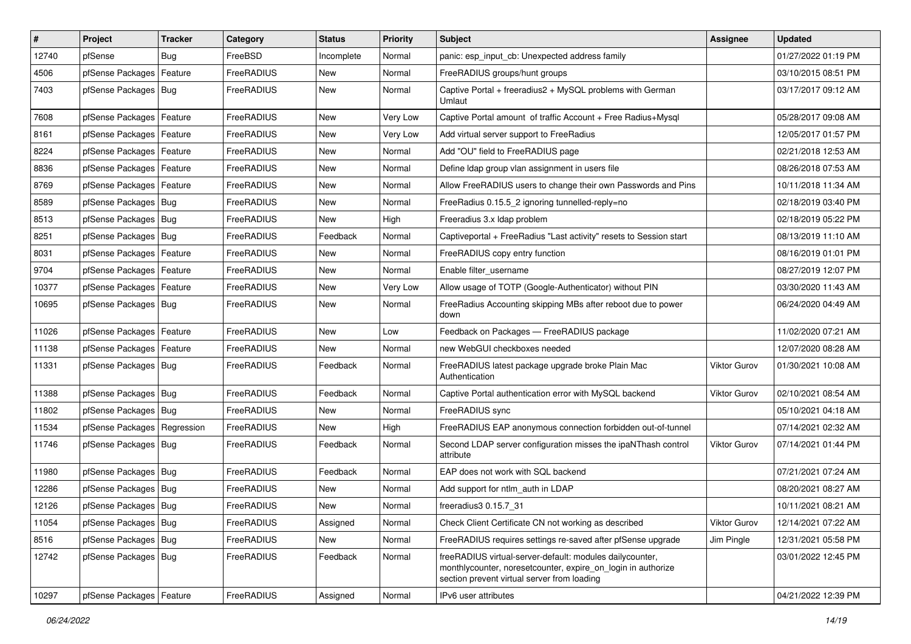| # | Project | Tracker | Category | Status | Priority | Subject | Assignee | Updated |
|---|---|---|---|---|---|---|---|---|
| 12740 | pfSense | Bug | FreeBSD | Incomplete | Normal | panic: esp_input_cb: Unexpected address family | | 01/27/2022 01:19 PM |
| 4506 | pfSense Packages | Feature | FreeRADIUS | New | Normal | FreeRADIUS groups/hunt groups | | 03/10/2015 08:51 PM |
| 7403 | pfSense Packages | Bug | FreeRADIUS | New | Normal | Captive Portal + freeradius2 + MySQL problems with German Umlaut | | 03/17/2017 09:12 AM |
| 7608 | pfSense Packages | Feature | FreeRADIUS | New | Very Low | Captive Portal amount of traffic Account + Free Radius+Mysql | | 05/28/2017 09:08 AM |
| 8161 | pfSense Packages | Feature | FreeRADIUS | New | Very Low | Add virtual server support to FreeRadius | | 12/05/2017 01:57 PM |
| 8224 | pfSense Packages | Feature | FreeRADIUS | New | Normal | Add "OU" field to FreeRADIUS page | | 02/21/2018 12:53 AM |
| 8836 | pfSense Packages | Feature | FreeRADIUS | New | Normal | Define ldap group vlan assignment in users file | | 08/26/2018 07:53 AM |
| 8769 | pfSense Packages | Feature | FreeRADIUS | New | Normal | Allow FreeRADIUS users to change their own Passwords and Pins | | 10/11/2018 11:34 AM |
| 8589 | pfSense Packages | Bug | FreeRADIUS | New | Normal | FreeRadius 0.15.5_2 ignoring tunnelled-reply=no | | 02/18/2019 03:40 PM |
| 8513 | pfSense Packages | Bug | FreeRADIUS | New | High | Freeradius 3.x ldap problem | | 02/18/2019 05:22 PM |
| 8251 | pfSense Packages | Bug | FreeRADIUS | Feedback | Normal | Captiveportal + FreeRadius "Last activity" resets to Session start | | 08/13/2019 11:10 AM |
| 8031 | pfSense Packages | Feature | FreeRADIUS | New | Normal | FreeRADIUS copy entry function | | 08/16/2019 01:01 PM |
| 9704 | pfSense Packages | Feature | FreeRADIUS | New | Normal | Enable filter_username | | 08/27/2019 12:07 PM |
| 10377 | pfSense Packages | Feature | FreeRADIUS | New | Very Low | Allow usage of TOTP (Google-Authenticator) without PIN | | 03/30/2020 11:43 AM |
| 10695 | pfSense Packages | Bug | FreeRADIUS | New | Normal | FreeRadius Accounting skipping MBs after reboot due to power down | | 06/24/2020 04:49 AM |
| 11026 | pfSense Packages | Feature | FreeRADIUS | New | Low | Feedback on Packages — FreeRADIUS package | | 11/02/2020 07:21 AM |
| 11138 | pfSense Packages | Feature | FreeRADIUS | New | Normal | new WebGUI checkboxes needed | | 12/07/2020 08:28 AM |
| 11331 | pfSense Packages | Bug | FreeRADIUS | Feedback | Normal | FreeRADIUS latest package upgrade broke Plain Mac Authentication | Viktor Gurov | 01/30/2021 10:08 AM |
| 11388 | pfSense Packages | Bug | FreeRADIUS | Feedback | Normal | Captive Portal authentication error with MySQL backend | Viktor Gurov | 02/10/2021 08:54 AM |
| 11802 | pfSense Packages | Bug | FreeRADIUS | New | Normal | FreeRADIUS sync | | 05/10/2021 04:18 AM |
| 11534 | pfSense Packages | Regression | FreeRADIUS | New | High | FreeRADIUS EAP anonymous connection forbidden out-of-tunnel | | 07/14/2021 02:32 AM |
| 11746 | pfSense Packages | Bug | FreeRADIUS | Feedback | Normal | Second LDAP server configuration misses the ipaNThash control attribute | Viktor Gurov | 07/14/2021 01:44 PM |
| 11980 | pfSense Packages | Bug | FreeRADIUS | Feedback | Normal | EAP does not work with SQL backend | | 07/21/2021 07:24 AM |
| 12286 | pfSense Packages | Bug | FreeRADIUS | New | Normal | Add support for ntlm_auth in LDAP | | 08/20/2021 08:27 AM |
| 12126 | pfSense Packages | Bug | FreeRADIUS | New | Normal | freeradius3 0.15.7_31 | | 10/11/2021 08:21 AM |
| 11054 | pfSense Packages | Bug | FreeRADIUS | Assigned | Normal | Check Client Certificate CN not working as described | Viktor Gurov | 12/14/2021 07:22 AM |
| 8516 | pfSense Packages | Bug | FreeRADIUS | New | Normal | FreeRADIUS requires settings re-saved after pfSense upgrade | Jim Pingle | 12/31/2021 05:58 PM |
| 12742 | pfSense Packages | Bug | FreeRADIUS | Feedback | Normal | freeRADIUS virtual-server-default: modules dailycounter, monthlycounter, noresetcounter, expire_on_login in authorize section prevent virtual server from loading | | 03/01/2022 12:45 PM |
| 10297 | pfSense Packages | Feature | FreeRADIUS | Assigned | Normal | IPv6 user attributes | | 04/21/2022 12:39 PM |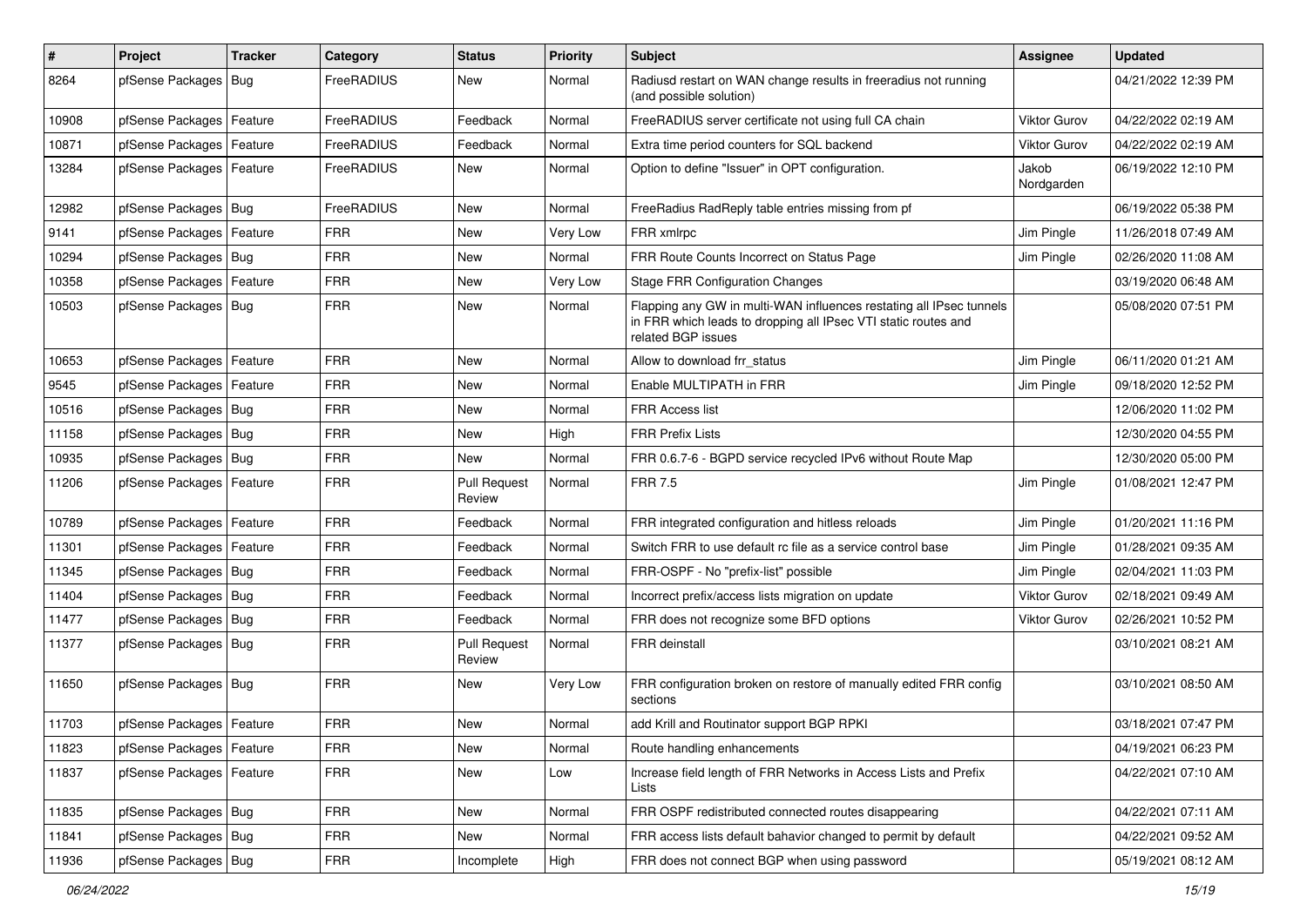| # | Project | Tracker | Category | Status | Priority | Subject | Assignee | Updated |
|---|---|---|---|---|---|---|---|---|
| 8264 | pfSense Packages | Bug | FreeRADIUS | New | Normal | Radiusd restart on WAN change results in freeradius not running (and possible solution) | | 04/21/2022 12:39 PM |
| 10908 | pfSense Packages | Feature | FreeRADIUS | Feedback | Normal | FreeRADIUS server certificate not using full CA chain | Viktor Gurov | 04/22/2022 02:19 AM |
| 10871 | pfSense Packages | Feature | FreeRADIUS | Feedback | Normal | Extra time period counters for SQL backend | Viktor Gurov | 04/22/2022 02:19 AM |
| 13284 | pfSense Packages | Feature | FreeRADIUS | New | Normal | Option to define "Issuer" in OPT configuration. | Jakob Nordgarden | 06/19/2022 12:10 PM |
| 12982 | pfSense Packages | Bug | FreeRADIUS | New | Normal | FreeRadius RadReply table entries missing from pf | | 06/19/2022 05:38 PM |
| 9141 | pfSense Packages | Feature | FRR | New | Very Low | FRR xmlrpc | Jim Pingle | 11/26/2018 07:49 AM |
| 10294 | pfSense Packages | Bug | FRR | New | Normal | FRR Route Counts Incorrect on Status Page | Jim Pingle | 02/26/2020 11:08 AM |
| 10358 | pfSense Packages | Feature | FRR | New | Very Low | Stage FRR Configuration Changes | | 03/19/2020 06:48 AM |
| 10503 | pfSense Packages | Bug | FRR | New | Normal | Flapping any GW in multi-WAN influences restating all IPsec tunnels in FRR which leads to dropping all IPsec VTI static routes and related BGP issues | | 05/08/2020 07:51 PM |
| 10653 | pfSense Packages | Feature | FRR | New | Normal | Allow to download frr_status | Jim Pingle | 06/11/2020 01:21 AM |
| 9545 | pfSense Packages | Feature | FRR | New | Normal | Enable MULTIPATH in FRR | Jim Pingle | 09/18/2020 12:52 PM |
| 10516 | pfSense Packages | Bug | FRR | New | Normal | FRR Access list | | 12/06/2020 11:02 PM |
| 11158 | pfSense Packages | Bug | FRR | New | High | FRR Prefix Lists | | 12/30/2020 04:55 PM |
| 10935 | pfSense Packages | Bug | FRR | New | Normal | FRR 0.6.7-6 - BGPD service recycled IPv6 without Route Map | | 12/30/2020 05:00 PM |
| 11206 | pfSense Packages | Feature | FRR | Pull Request Review | Normal | FRR 7.5 | Jim Pingle | 01/08/2021 12:47 PM |
| 10789 | pfSense Packages | Feature | FRR | Feedback | Normal | FRR integrated configuration and hitless reloads | Jim Pingle | 01/20/2021 11:16 PM |
| 11301 | pfSense Packages | Feature | FRR | Feedback | Normal | Switch FRR to use default rc file as a service control base | Jim Pingle | 01/28/2021 09:35 AM |
| 11345 | pfSense Packages | Bug | FRR | Feedback | Normal | FRR-OSPF - No "prefix-list" possible | Jim Pingle | 02/04/2021 11:03 PM |
| 11404 | pfSense Packages | Bug | FRR | Feedback | Normal | Incorrect prefix/access lists migration on update | Viktor Gurov | 02/18/2021 09:49 AM |
| 11477 | pfSense Packages | Bug | FRR | Feedback | Normal | FRR does not recognize some BFD options | Viktor Gurov | 02/26/2021 10:52 PM |
| 11377 | pfSense Packages | Bug | FRR | Pull Request Review | Normal | FRR deinstall | | 03/10/2021 08:21 AM |
| 11650 | pfSense Packages | Bug | FRR | New | Very Low | FRR configuration broken on restore of manually edited FRR config sections | | 03/10/2021 08:50 AM |
| 11703 | pfSense Packages | Feature | FRR | New | Normal | add Krill and Routinator support BGP RPKI | | 03/18/2021 07:47 PM |
| 11823 | pfSense Packages | Feature | FRR | New | Normal | Route handling enhancements | | 04/19/2021 06:23 PM |
| 11837 | pfSense Packages | Feature | FRR | New | Low | Increase field length of FRR Networks in Access Lists and Prefix Lists | | 04/22/2021 07:10 AM |
| 11835 | pfSense Packages | Bug | FRR | New | Normal | FRR OSPF redistributed connected routes disappearing | | 04/22/2021 07:11 AM |
| 11841 | pfSense Packages | Bug | FRR | New | Normal | FRR access lists default bahavior changed to permit by default | | 04/22/2021 09:52 AM |
| 11936 | pfSense Packages | Bug | FRR | Incomplete | High | FRR does not connect BGP when using password | | 05/19/2021 08:12 AM |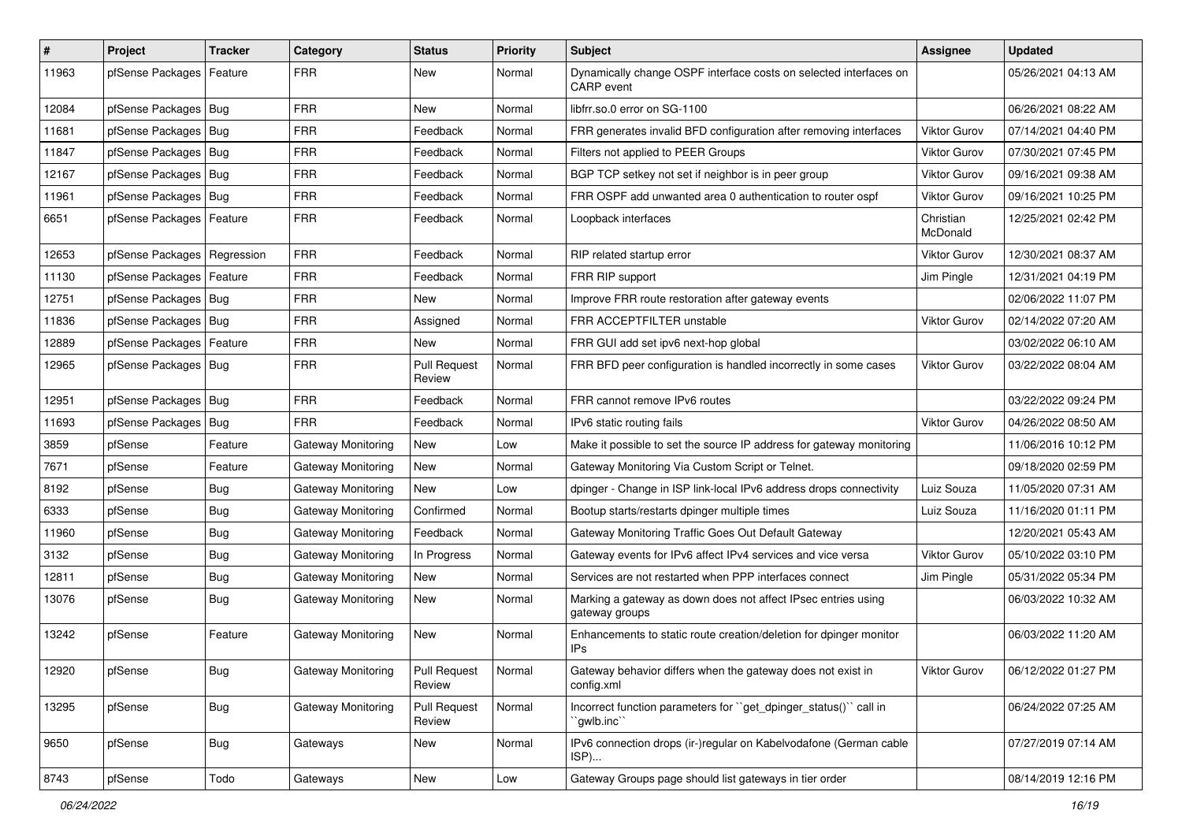| # | Project | Tracker | Category | Status | Priority | Subject | Assignee | Updated |
|---|---|---|---|---|---|---|---|---|
| 11963 | pfSense Packages | Feature | FRR | New | Normal | Dynamically change OSPF interface costs on selected interfaces on CARP event | | 05/26/2021 04:13 AM |
| 12084 | pfSense Packages | Bug | FRR | New | Normal | libfrr.so.0 error on SG-1100 | | 06/26/2021 08:22 AM |
| 11681 | pfSense Packages | Bug | FRR | Feedback | Normal | FRR generates invalid BFD configuration after removing interfaces | Viktor Gurov | 07/14/2021 04:40 PM |
| 11847 | pfSense Packages | Bug | FRR | Feedback | Normal | Filters not applied to PEER Groups | Viktor Gurov | 07/30/2021 07:45 PM |
| 12167 | pfSense Packages | Bug | FRR | Feedback | Normal | BGP TCP setkey not set if neighbor is in peer group | Viktor Gurov | 09/16/2021 09:38 AM |
| 11961 | pfSense Packages | Bug | FRR | Feedback | Normal | FRR OSPF add unwanted area 0 authentication to router ospf | Viktor Gurov | 09/16/2021 10:25 PM |
| 6651 | pfSense Packages | Feature | FRR | Feedback | Normal | Loopback interfaces | Christian McDonald | 12/25/2021 02:42 PM |
| 12653 | pfSense Packages | Regression | FRR | Feedback | Normal | RIP related startup error | Viktor Gurov | 12/30/2021 08:37 AM |
| 11130 | pfSense Packages | Feature | FRR | Feedback | Normal | FRR RIP support | Jim Pingle | 12/31/2021 04:19 PM |
| 12751 | pfSense Packages | Bug | FRR | New | Normal | Improve FRR route restoration after gateway events | | 02/06/2022 11:07 PM |
| 11836 | pfSense Packages | Bug | FRR | Assigned | Normal | FRR ACCEPTFILTER unstable | Viktor Gurov | 02/14/2022 07:20 AM |
| 12889 | pfSense Packages | Feature | FRR | New | Normal | FRR GUI add set ipv6 next-hop global | | 03/02/2022 06:10 AM |
| 12965 | pfSense Packages | Bug | FRR | Pull Request Review | Normal | FRR BFD peer configuration is handled incorrectly in some cases | Viktor Gurov | 03/22/2022 08:04 AM |
| 12951 | pfSense Packages | Bug | FRR | Feedback | Normal | FRR cannot remove IPv6 routes | | 03/22/2022 09:24 PM |
| 11693 | pfSense Packages | Bug | FRR | Feedback | Normal | IPv6 static routing fails | Viktor Gurov | 04/26/2022 08:50 AM |
| 3859 | pfSense | Feature | Gateway Monitoring | New | Low | Make it possible to set the source IP address for gateway monitoring | | 11/06/2016 10:12 PM |
| 7671 | pfSense | Feature | Gateway Monitoring | New | Normal | Gateway Monitoring Via Custom Script or Telnet. | | 09/18/2020 02:59 PM |
| 8192 | pfSense | Bug | Gateway Monitoring | New | Low | dpinger - Change in ISP link-local IPv6 address drops connectivity | Luiz Souza | 11/05/2020 07:31 AM |
| 6333 | pfSense | Bug | Gateway Monitoring | Confirmed | Normal | Bootup starts/restarts dpinger multiple times | Luiz Souza | 11/16/2020 01:11 PM |
| 11960 | pfSense | Bug | Gateway Monitoring | Feedback | Normal | Gateway Monitoring Traffic Goes Out Default Gateway | | 12/20/2021 05:43 AM |
| 3132 | pfSense | Bug | Gateway Monitoring | In Progress | Normal | Gateway events for IPv6 affect IPv4 services and vice versa | Viktor Gurov | 05/10/2022 03:10 PM |
| 12811 | pfSense | Bug | Gateway Monitoring | New | Normal | Services are not restarted when PPP interfaces connect | Jim Pingle | 05/31/2022 05:34 PM |
| 13076 | pfSense | Bug | Gateway Monitoring | New | Normal | Marking a gateway as down does not affect IPsec entries using gateway groups | | 06/03/2022 10:32 AM |
| 13242 | pfSense | Feature | Gateway Monitoring | New | Normal | Enhancements to static route creation/deletion for dpinger monitor IPs | | 06/03/2022 11:20 AM |
| 12920 | pfSense | Bug | Gateway Monitoring | Pull Request Review | Normal | Gateway behavior differs when the gateway does not exist in config.xml | Viktor Gurov | 06/12/2022 01:27 PM |
| 13295 | pfSense | Bug | Gateway Monitoring | Pull Request Review | Normal | Incorrect function parameters for ``get_dpinger_status()`` call in ``gwlb.inc`` | | 06/24/2022 07:25 AM |
| 9650 | pfSense | Bug | Gateways | New | Normal | IPv6 connection drops (ir-)regular on Kabelvodafone (German cable ISP)... | | 07/27/2019 07:14 AM |
| 8743 | pfSense | Todo | Gateways | New | Low | Gateway Groups page should list gateways in tier order | | 08/14/2019 12:16 PM |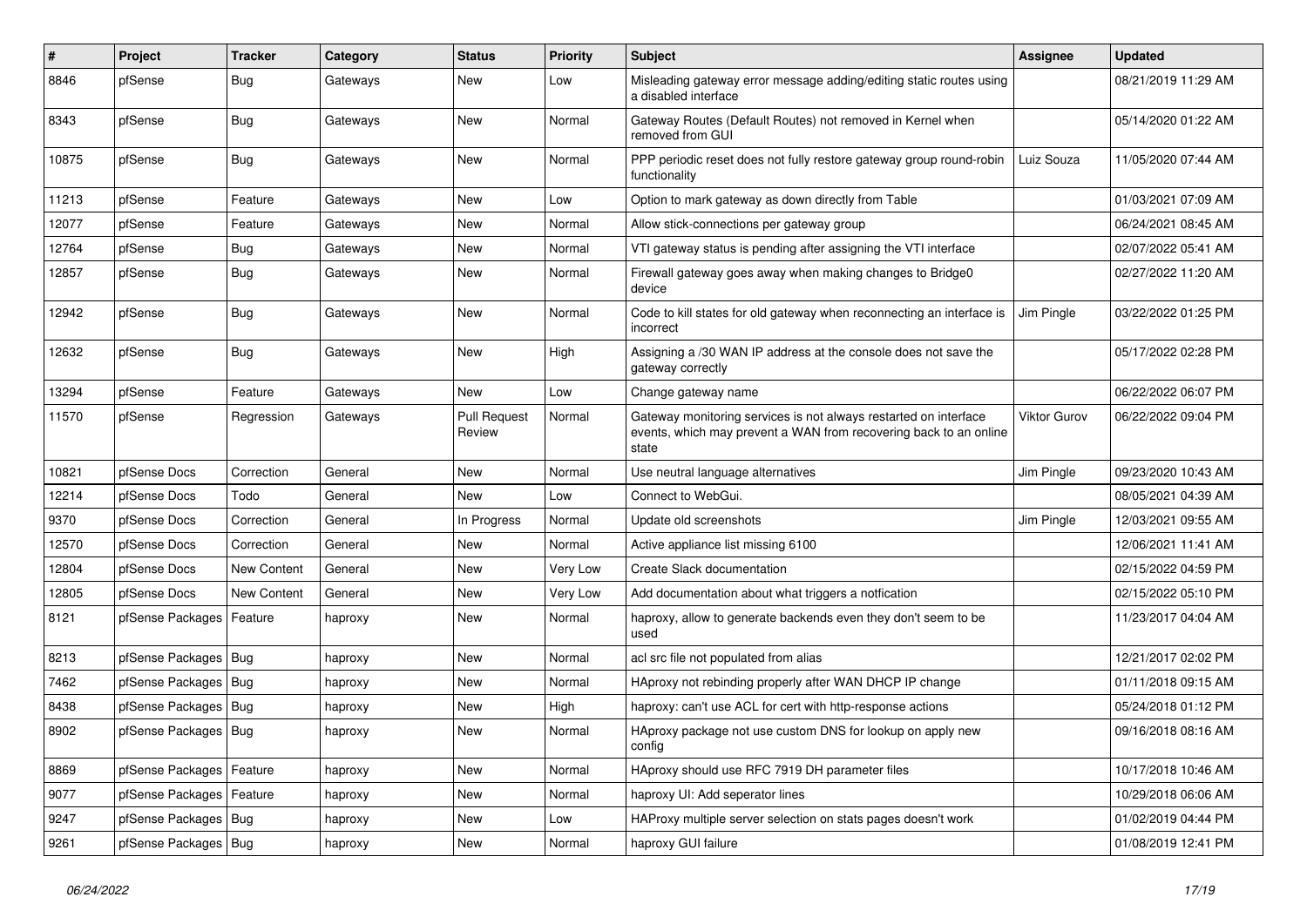| # | Project | Tracker | Category | Status | Priority | Subject | Assignee | Updated |
|---|---|---|---|---|---|---|---|---|
| 8846 | pfSense | Bug | Gateways | New | Low | Misleading gateway error message adding/editing static routes using a disabled interface | | 08/21/2019 11:29 AM |
| 8343 | pfSense | Bug | Gateways | New | Normal | Gateway Routes (Default Routes) not removed in Kernel when removed from GUI | | 05/14/2020 01:22 AM |
| 10875 | pfSense | Bug | Gateways | New | Normal | PPP periodic reset does not fully restore gateway group round-robin functionality | Luiz Souza | 11/05/2020 07:44 AM |
| 11213 | pfSense | Feature | Gateways | New | Low | Option to mark gateway as down directly from Table | | 01/03/2021 07:09 AM |
| 12077 | pfSense | Feature | Gateways | New | Normal | Allow stick-connections per gateway group | | 06/24/2021 08:45 AM |
| 12764 | pfSense | Bug | Gateways | New | Normal | VTI gateway status is pending after assigning the VTI interface | | 02/07/2022 05:41 AM |
| 12857 | pfSense | Bug | Gateways | New | Normal | Firewall gateway goes away when making changes to Bridge0 device | | 02/27/2022 11:20 AM |
| 12942 | pfSense | Bug | Gateways | New | Normal | Code to kill states for old gateway when reconnecting an interface is incorrect | Jim Pingle | 03/22/2022 01:25 PM |
| 12632 | pfSense | Bug | Gateways | New | High | Assigning a /30 WAN IP address at the console does not save the gateway correctly | | 05/17/2022 02:28 PM |
| 13294 | pfSense | Feature | Gateways | New | Low | Change gateway name | | 06/22/2022 06:07 PM |
| 11570 | pfSense | Regression | Gateways | Pull Request Review | Normal | Gateway monitoring services is not always restarted on interface events, which may prevent a WAN from recovering back to an online state | Viktor Gurov | 06/22/2022 09:04 PM |
| 10821 | pfSense Docs | Correction | General | New | Normal | Use neutral language alternatives | Jim Pingle | 09/23/2020 10:43 AM |
| 12214 | pfSense Docs | Todo | General | New | Low | Connect to WebGui. | | 08/05/2021 04:39 AM |
| 9370 | pfSense Docs | Correction | General | In Progress | Normal | Update old screenshots | Jim Pingle | 12/03/2021 09:55 AM |
| 12570 | pfSense Docs | Correction | General | New | Normal | Active appliance list missing 6100 | | 12/06/2021 11:41 AM |
| 12804 | pfSense Docs | New Content | General | New | Very Low | Create Slack documentation | | 02/15/2022 04:59 PM |
| 12805 | pfSense Docs | New Content | General | New | Very Low | Add documentation about what triggers a notfication | | 02/15/2022 05:10 PM |
| 8121 | pfSense Packages | Feature | haproxy | New | Normal | haproxy, allow to generate backends even they don't seem to be used | | 11/23/2017 04:04 AM |
| 8213 | pfSense Packages | Bug | haproxy | New | Normal | acl src file not populated from alias | | 12/21/2017 02:02 PM |
| 7462 | pfSense Packages | Bug | haproxy | New | Normal | HAproxy not rebinding properly after WAN DHCP IP change | | 01/11/2018 09:15 AM |
| 8438 | pfSense Packages | Bug | haproxy | New | High | haproxy: can't use ACL for cert with http-response actions | | 05/24/2018 01:12 PM |
| 8902 | pfSense Packages | Bug | haproxy | New | Normal | HAproxy package not use custom DNS for lookup on apply new config | | 09/16/2018 08:16 AM |
| 8869 | pfSense Packages | Feature | haproxy | New | Normal | HAproxy should use RFC 7919 DH parameter files | | 10/17/2018 10:46 AM |
| 9077 | pfSense Packages | Feature | haproxy | New | Normal | haproxy UI: Add seperator lines | | 10/29/2018 06:06 AM |
| 9247 | pfSense Packages | Bug | haproxy | New | Low | HAProxy multiple server selection on stats pages doesn't work | | 01/02/2019 04:44 PM |
| 9261 | pfSense Packages | Bug | haproxy | New | Normal | haproxy GUI failure | | 01/08/2019 12:41 PM |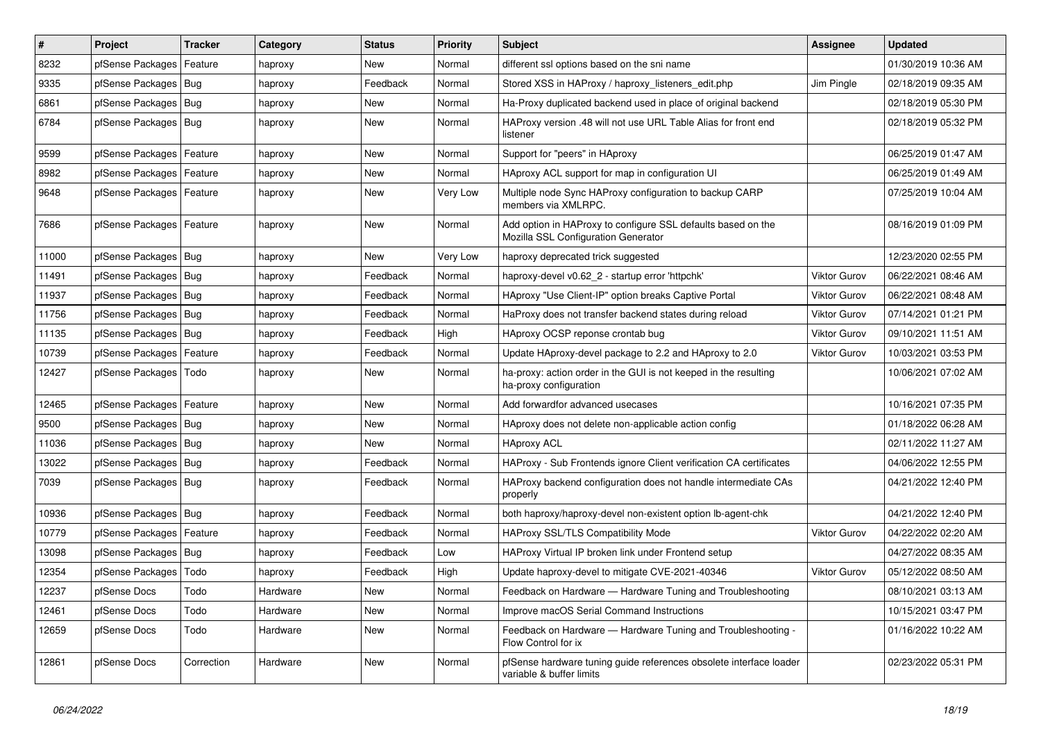| # | Project | Tracker | Category | Status | Priority | Subject | Assignee | Updated |
|---|---|---|---|---|---|---|---|---|
| 8232 | pfSense Packages | Feature | haproxy | New | Normal | different ssl options based on the sni name | | 01/30/2019 10:36 AM |
| 9335 | pfSense Packages | Bug | haproxy | Feedback | Normal | Stored XSS in HAProxy / haproxy_listeners_edit.php | Jim Pingle | 02/18/2019 09:35 AM |
| 6861 | pfSense Packages | Bug | haproxy | New | Normal | Ha-Proxy duplicated backend used in place of original backend | | 02/18/2019 05:30 PM |
| 6784 | pfSense Packages | Bug | haproxy | New | Normal | HAProxy version .48 will not use URL Table Alias for front end listener | | 02/18/2019 05:32 PM |
| 9599 | pfSense Packages | Feature | haproxy | New | Normal | Support for "peers" in HAproxy | | 06/25/2019 01:47 AM |
| 8982 | pfSense Packages | Feature | haproxy | New | Normal | HAproxy ACL support for map in configuration UI | | 06/25/2019 01:49 AM |
| 9648 | pfSense Packages | Feature | haproxy | New | Very Low | Multiple node Sync HAProxy configuration to backup CARP members via XMLRPC. | | 07/25/2019 10:04 AM |
| 7686 | pfSense Packages | Feature | haproxy | New | Normal | Add option in HAProxy to configure SSL defaults based on the Mozilla SSL Configuration Generator | | 08/16/2019 01:09 PM |
| 11000 | pfSense Packages | Bug | haproxy | New | Very Low | haproxy deprecated trick suggested | | 12/23/2020 02:55 PM |
| 11491 | pfSense Packages | Bug | haproxy | Feedback | Normal | haproxy-devel v0.62_2 - startup error 'httpchk' | Viktor Gurov | 06/22/2021 08:46 AM |
| 11937 | pfSense Packages | Bug | haproxy | Feedback | Normal | HAproxy "Use Client-IP" option breaks Captive Portal | Viktor Gurov | 06/22/2021 08:48 AM |
| 11756 | pfSense Packages | Bug | haproxy | Feedback | Normal | HaProxy does not transfer backend states during reload | Viktor Gurov | 07/14/2021 01:21 PM |
| 11135 | pfSense Packages | Bug | haproxy | Feedback | High | HAproxy OCSP reponse crontab bug | Viktor Gurov | 09/10/2021 11:51 AM |
| 10739 | pfSense Packages | Feature | haproxy | Feedback | Normal | Update HAproxy-devel package to 2.2 and HAproxy to 2.0 | Viktor Gurov | 10/03/2021 03:53 PM |
| 12427 | pfSense Packages | Todo | haproxy | New | Normal | ha-proxy: action order in the GUI is not keeped in the resulting ha-proxy configuration | | 10/06/2021 07:02 AM |
| 12465 | pfSense Packages | Feature | haproxy | New | Normal | Add forwardfor advanced usecases | | 10/16/2021 07:35 PM |
| 9500 | pfSense Packages | Bug | haproxy | New | Normal | HAproxy does not delete non-applicable action config | | 01/18/2022 06:28 AM |
| 11036 | pfSense Packages | Bug | haproxy | New | Normal | HAproxy ACL | | 02/11/2022 11:27 AM |
| 13022 | pfSense Packages | Bug | haproxy | Feedback | Normal | HAProxy - Sub Frontends ignore Client verification CA certificates | | 04/06/2022 12:55 PM |
| 7039 | pfSense Packages | Bug | haproxy | Feedback | Normal | HAProxy backend configuration does not handle intermediate CAs properly | | 04/21/2022 12:40 PM |
| 10936 | pfSense Packages | Bug | haproxy | Feedback | Normal | both haproxy/haproxy-devel non-existent option lb-agent-chk | | 04/21/2022 12:40 PM |
| 10779 | pfSense Packages | Feature | haproxy | Feedback | Normal | HAProxy SSL/TLS Compatibility Mode | Viktor Gurov | 04/22/2022 02:20 AM |
| 13098 | pfSense Packages | Bug | haproxy | Feedback | Low | HAProxy Virtual IP broken link under Frontend setup | | 04/27/2022 08:35 AM |
| 12354 | pfSense Packages | Todo | haproxy | Feedback | High | Update haproxy-devel to mitigate CVE-2021-40346 | Viktor Gurov | 05/12/2022 08:50 AM |
| 12237 | pfSense Docs | Todo | Hardware | New | Normal | Feedback on Hardware — Hardware Tuning and Troubleshooting | | 08/10/2021 03:13 AM |
| 12461 | pfSense Docs | Todo | Hardware | New | Normal | Improve macOS Serial Command Instructions | | 10/15/2021 03:47 PM |
| 12659 | pfSense Docs | Todo | Hardware | New | Normal | Feedback on Hardware — Hardware Tuning and Troubleshooting - Flow Control for ix | | 01/16/2022 10:22 AM |
| 12861 | pfSense Docs | Correction | Hardware | New | Normal | pfSense hardware tuning guide references obsolete interface loader variable & buffer limits | | 02/23/2022 05:31 PM |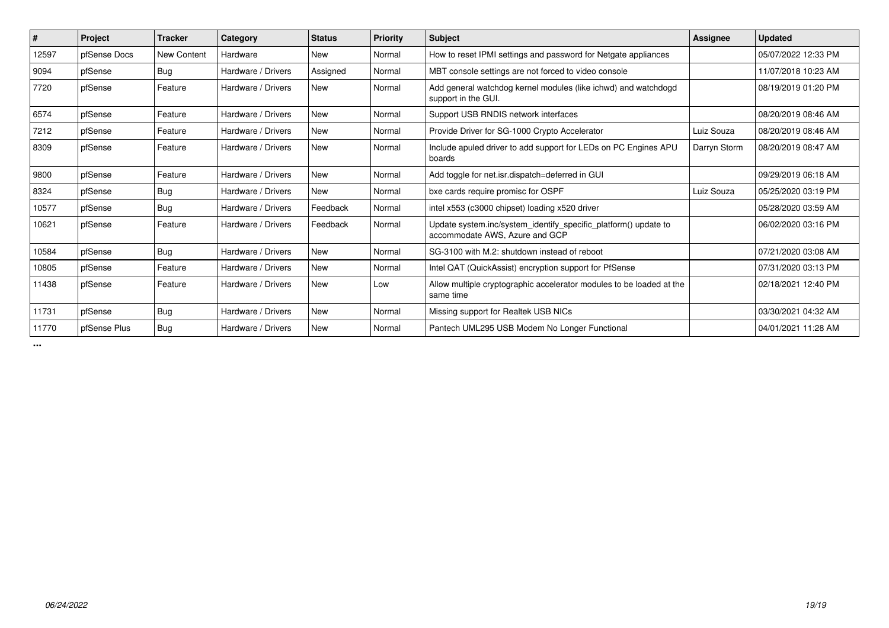| # | Project | Tracker | Category | Status | Priority | Subject | Assignee | Updated |
|---|---|---|---|---|---|---|---|---|
| 12597 | pfSense Docs | New Content | Hardware | New | Normal | How to reset IPMI settings and password for Netgate appliances | | 05/07/2022 12:33 PM |
| 9094 | pfSense | Bug | Hardware / Drivers | Assigned | Normal | MBT console settings are not forced to video console | | 11/07/2018 10:23 AM |
| 7720 | pfSense | Feature | Hardware / Drivers | New | Normal | Add general watchdog kernel modules (like ichwd) and watchdogd support in the GUI. | | 08/19/2019 01:20 PM |
| 6574 | pfSense | Feature | Hardware / Drivers | New | Normal | Support USB RNDIS network interfaces | | 08/20/2019 08:46 AM |
| 7212 | pfSense | Feature | Hardware / Drivers | New | Normal | Provide Driver for SG-1000 Crypto Accelerator | Luiz Souza | 08/20/2019 08:46 AM |
| 8309 | pfSense | Feature | Hardware / Drivers | New | Normal | Include apuled driver to add support for LEDs on PC Engines APU boards | Darryn Storm | 08/20/2019 08:47 AM |
| 9800 | pfSense | Feature | Hardware / Drivers | New | Normal | Add toggle for net.isr.dispatch=deferred in GUI | | 09/29/2019 06:18 AM |
| 8324 | pfSense | Bug | Hardware / Drivers | New | Normal | bxe cards require promisc for OSPF | Luiz Souza | 05/25/2020 03:19 PM |
| 10577 | pfSense | Bug | Hardware / Drivers | Feedback | Normal | intel x553 (c3000 chipset) loading x520 driver | | 05/28/2020 03:59 AM |
| 10621 | pfSense | Feature | Hardware / Drivers | Feedback | Normal | Update system.inc/system_identify_specific_platform() update to accommodate AWS, Azure and GCP | | 06/02/2020 03:16 PM |
| 10584 | pfSense | Bug | Hardware / Drivers | New | Normal | SG-3100 with M.2: shutdown instead of reboot | | 07/21/2020 03:08 AM |
| 10805 | pfSense | Feature | Hardware / Drivers | New | Normal | Intel QAT (QuickAssist) encryption support for PfSense | | 07/31/2020 03:13 PM |
| 11438 | pfSense | Feature | Hardware / Drivers | New | Low | Allow multiple cryptographic accelerator modules to be loaded at the same time | | 02/18/2021 12:40 PM |
| 11731 | pfSense | Bug | Hardware / Drivers | New | Normal | Missing support for Realtek USB NICs | | 03/30/2021 04:32 AM |
| 11770 | pfSense Plus | Bug | Hardware / Drivers | New | Normal | Pantech UML295 USB Modem No Longer Functional | | 04/01/2021 11:28 AM |

...